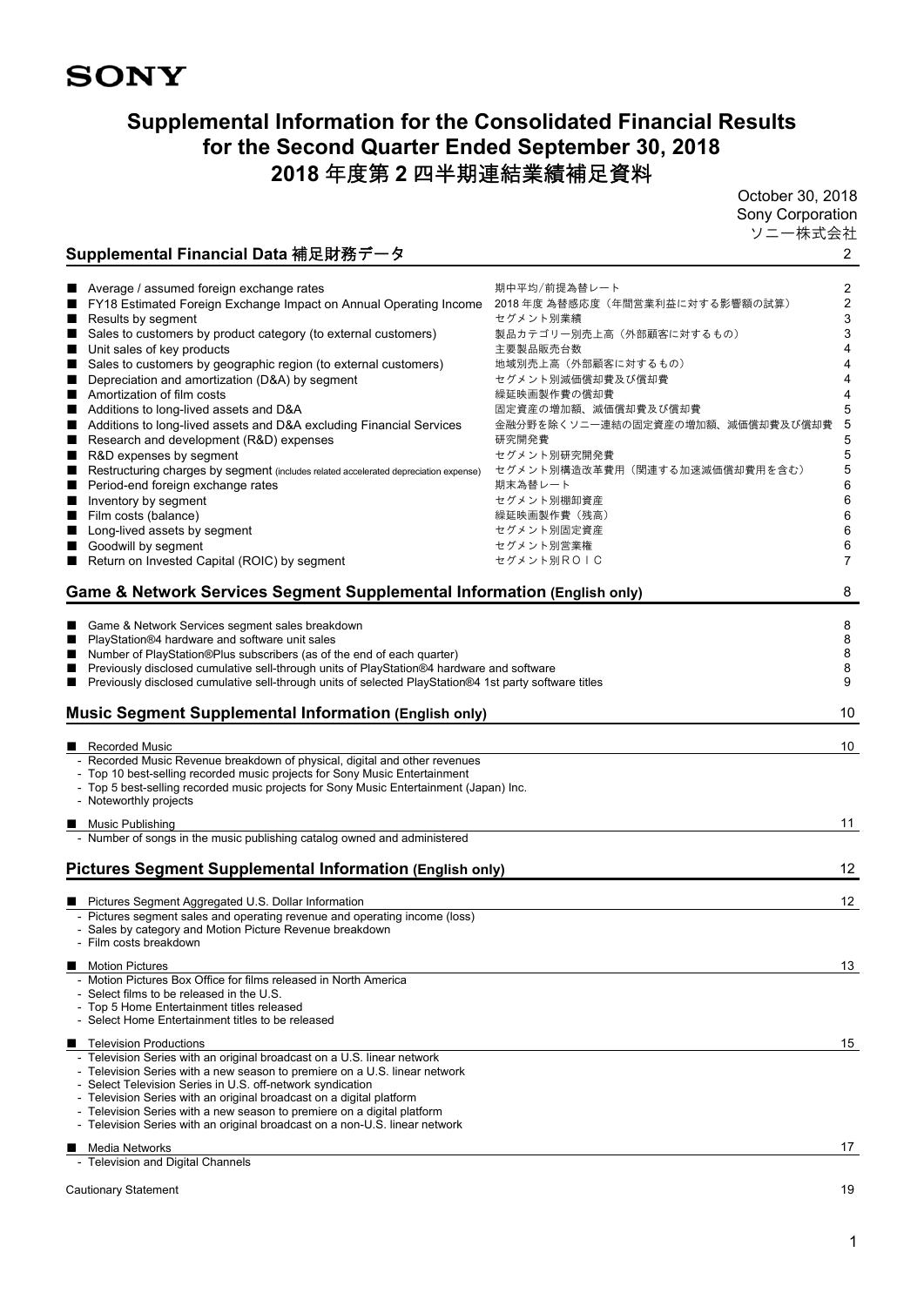SONY

# Supplemental Information for the Consolidated Financial Results for the Second Quarter Ended September 30, 2018
# 2018 年度第 2 四半期連結業績補足資料

October 30, 2018
Sony Corporation
ソニー株式会社

## Supplemental Financial Data 補足財務データ — 2

| | | |
|---|---|---|
| ■ Average / assumed foreign exchange rates | 期中平均/前提為替レート | 2 |
| ■ FY18 Estimated Foreign Exchange Impact on Annual Operating Income | 2018 年度 為替感応度（年間営業利益に対する影響額の試算） | 2 |
| ■ Results by segment | セグメント別業績 | 3 |
| ■ Sales to customers by product category (to external customers) | 製品カテゴリー別売上高（外部顧客に対するもの） | 3 |
| ■ Unit sales of key products | 主要製品販売台数 | 4 |
| ■ Sales to customers by geographic region (to external customers) | 地域別売上高（外部顧客に対するもの） | 4 |
| ■ Depreciation and amortization (D&A) by segment | セグメント別減価償却費及び償却費 | 4 |
| ■ Amortization of film costs | 繰延映画製作費の償却費 | 4 |
| ■ Additions to long-lived assets and D&A | 固定資産の増加額、減価償却費及び償却費 | 5 |
| ■ Additions to long-lived assets and D&A excluding Financial Services | 金融分野を除くソニー連結の固定資産の増加額、減価償却費及び償却費 | 5 |
| ■ Research and development (R&D) expenses | 研究開発費 | 5 |
| ■ R&D expenses by segment | セグメント別研究開発費 | 5 |
| ■ Restructuring charges by segment (includes related accelerated depreciation expense) | セグメント別構造改革費用（関連する加速減価償却費用を含む） | 5 |
| ■ Period-end foreign exchange rates | 期末為替レート | 6 |
| ■ Inventory by segment | セグメント別棚卸資産 | 6 |
| ■ Film costs (balance) | 繰延映画製作費（残高） | 6 |
| ■ Long-lived assets by segment | セグメント別固定資産 | 6 |
| ■ Goodwill by segment | セグメント別営業権 | 6 |
| ■ Return on Invested Capital (ROIC) by segment | セグメント別ＲＯＩＣ | 7 |

## Game & Network Services Segment Supplemental Information (English only) — 8

- ■ Game & Network Services segment sales breakdown — 8
- ■ PlayStation®4 hardware and software unit sales — 8
- ■ Number of PlayStation®Plus subscribers (as of the end of each quarter) — 8
- ■ Previously disclosed cumulative sell-through units of PlayStation®4 hardware and software — 8
- ■ Previously disclosed cumulative sell-through units of selected PlayStation®4 1st party software titles — 9

## Music Segment Supplemental Information (English only) — 10

■ Recorded Music — 10
- Recorded Music Revenue breakdown of physical, digital and other revenues
- Top 10 best-selling recorded music projects for Sony Music Entertainment
- Top 5 best-selling recorded music projects for Sony Music Entertainment (Japan) Inc.
- Noteworthy projects

■ Music Publishing — 11
- Number of songs in the music publishing catalog owned and administered

## Pictures Segment Supplemental Information (English only) — 12

■ Pictures Segment Aggregated U.S. Dollar Information — 12
- Pictures segment sales and operating revenue and operating income (loss)
- Sales by category and Motion Picture Revenue breakdown
- Film costs breakdown

■ Motion Pictures — 13
- Motion Pictures Box Office for films released in North America
- Select films to be released in the U.S.
- Top 5 Home Entertainment titles released
- Select Home Entertainment titles to be released

■ Television Productions — 15
- Television Series with an original broadcast on a U.S. linear network
- Television Series with a new season to premiere on a U.S. linear network
- Select Television Series in U.S. off-network syndication
- Television Series with an original broadcast on a digital platform
- Television Series with a new season to premiere on a digital platform
- Television Series with an original broadcast on a non-U.S. linear network

■ Media Networks — 17
- Television and Digital Channels

Cautionary Statement — 19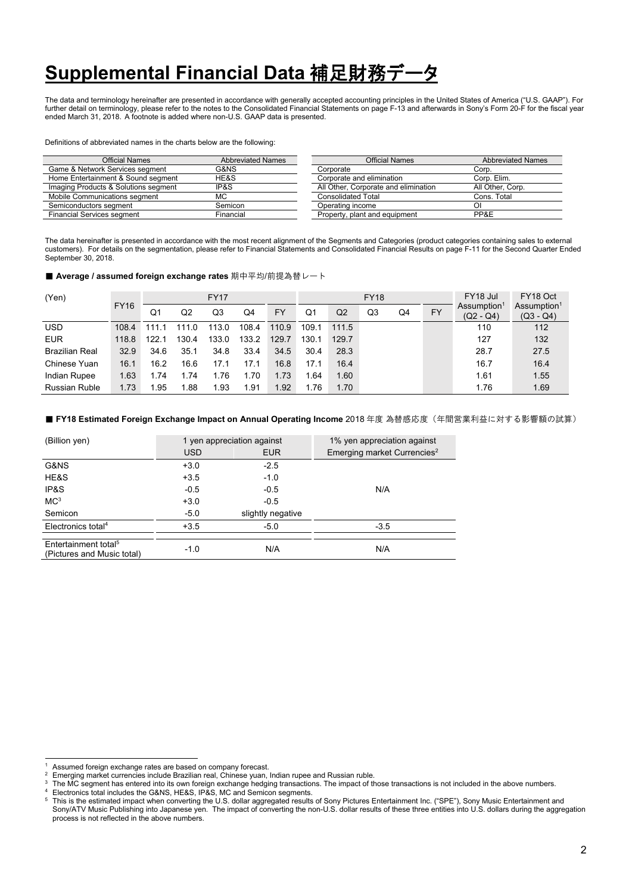# Supplemental Financial Data 補足財務データ

The data and terminology hereinafter are presented in accordance with generally accepted accounting principles in the United States of America ("U.S. GAAP"). For further detail on terminology, please refer to the notes to the Consolidated Financial Statements on page F-13 and afterwards in Sony's Form 20-F for the fiscal year ended March 31, 2018. A footnote is added where non-U.S. GAAP data is presented.

Definitions of abbreviated names in the charts below are the following:

| Official Names | Abbreviated Names |
|---|---|
| Game & Network Services segment | G&NS |
| Home Entertainment & Sound segment | HE&S |
| Imaging Products & Solutions segment | IP&S |
| Mobile Communications segment | MC |
| Semiconductors segment | Semicon |
| Financial Services segment | Financial |

| Official Names | Abbreviated Names |
|---|---|
| Corporate | Corp. |
| Corporate and elimination | Corp. Elim. |
| All Other, Corporate and elimination | All Other, Corp. |
| Consolidated Total | Cons. Total |
| Operating income | OI |
| Property, plant and equipment | PP&E |

The data hereinafter is presented in accordance with the most recent alignment of the Segments and Categories (product categories containing sales to external customers). For details on the segmentation, please refer to Financial Statements and Consolidated Financial Results on page F-11 for the Second Quarter Ended September 30, 2018.

■ **Average / assumed foreign exchange rates** 期中平均/前提為替レート

| (Yen) | FY16 | FY17 | | | | | FY18 | | | | | FY18 Jul Assumption[1] (Q2 - Q4) | FY18 Oct Assumption[1] (Q3 - Q4) |
|---|---|---|---|---|---|---|---|---|---|---|---|---|---|
| | | Q1 | Q2 | Q3 | Q4 | FY | Q1 | Q2 | Q3 | Q4 | FY | | |
| USD | 108.4 | 111.1 | 111.0 | 113.0 | 108.4 | 110.9 | 109.1 | 111.5 | | | | 110 | 112 |
| EUR | 118.8 | 122.1 | 130.4 | 133.0 | 133.2 | 129.7 | 130.1 | 129.7 | | | | 127 | 132 |
| Brazilian Real | 32.9 | 34.6 | 35.1 | 34.8 | 33.4 | 34.5 | 30.4 | 28.3 | | | | 28.7 | 27.5 |
| Chinese Yuan | 16.1 | 16.2 | 16.6 | 17.1 | 17.1 | 16.8 | 17.1 | 16.4 | | | | 16.7 | 16.4 |
| Indian Rupee | 1.63 | 1.74 | 1.74 | 1.76 | 1.70 | 1.73 | 1.64 | 1.60 | | | | 1.61 | 1.55 |
| Russian Ruble | 1.73 | 1.95 | 1.88 | 1.93 | 1.91 | 1.92 | 1.76 | 1.70 | | | | 1.76 | 1.69 |

■ **FY18 Estimated Foreign Exchange Impact on Annual Operating Income** 2018 年度 為替感応度（年間営業利益に対する影響額の試算）

| (Billion yen) | 1 yen appreciation against | | 1% yen appreciation against |
|---|---|---|---|
| | USD | EUR | Emerging market Currencies[2] |
| G&NS | +3.0 | -2.5 | |
| HE&S | +3.5 | -1.0 | |
| IP&S | -0.5 | -0.5 | N/A |
| MC[3] | +3.0 | -0.5 | |
| Semicon | -5.0 | slightly negative | |
| Electronics total[4] | +3.5 | -5.0 | -3.5 |
| Entertainment total[5] (Pictures and Music total) | -1.0 | N/A | N/A |

[1] Assumed foreign exchange rates are based on company forecast.
[2] Emerging market currencies include Brazilian real, Chinese yuan, Indian rupee and Russian ruble.
[3] The MC segment has entered into its own foreign exchange hedging transactions. The impact of those transactions is not included in the above numbers.
[4] Electronics total includes the G&NS, HE&S, IP&S, MC and Semicon segments.
[5] This is the estimated impact when converting the U.S. dollar aggregated results of Sony Pictures Entertainment Inc. ("SPE"), Sony Music Entertainment and Sony/ATV Music Publishing into Japanese yen. The impact of converting the non-U.S. dollar results of these three entities into U.S. dollars during the aggregation process is not reflected in the above numbers.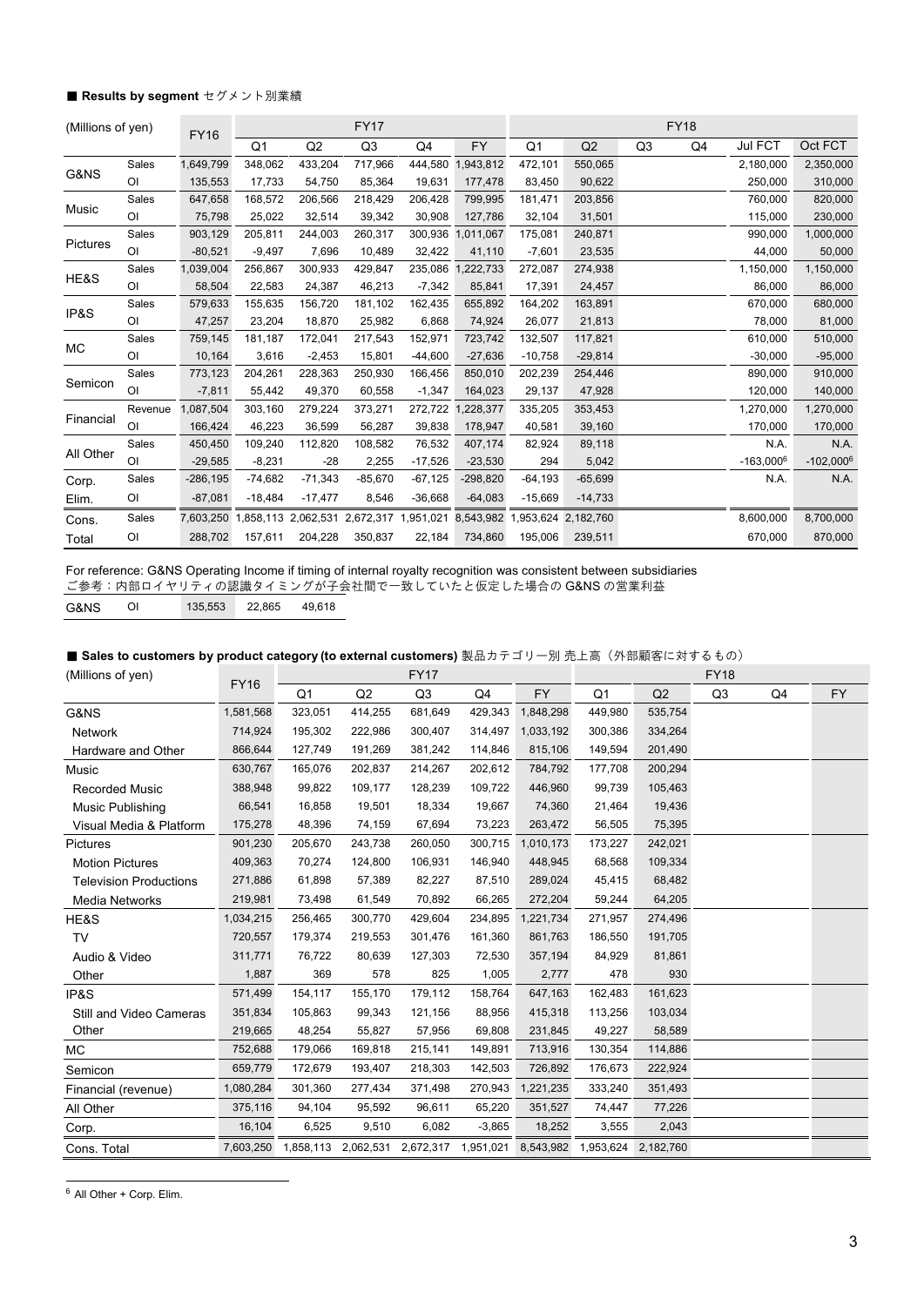■ **Results by segment** セグメント別業績

| (Millions of yen) | | FY16 | FY17 | | | | | FY18 | | | | | |
|---|---|---|---|---|---|---|---|---|---|---|---|---|---|
| | | | Q1 | Q2 | Q3 | Q4 | FY | Q1 | Q2 | Q3 | Q4 | Jul FCT | Oct FCT |
| G&NS | Sales | 1,649,799 | 348,062 | 433,204 | 717,966 | 444,580 | 1,943,812 | 472,101 | 550,065 | | | 2,180,000 | 2,350,000 |
| | OI | 135,553 | 17,733 | 54,750 | 85,364 | 19,631 | 177,478 | 83,450 | 90,622 | | | 250,000 | 310,000 |
| Music | Sales | 647,658 | 168,572 | 206,566 | 218,429 | 206,428 | 799,995 | 181,471 | 203,856 | | | 760,000 | 820,000 |
| | OI | 75,798 | 25,022 | 32,514 | 39,342 | 30,908 | 127,786 | 32,104 | 31,501 | | | 115,000 | 230,000 |
| Pictures | Sales | 903,129 | 205,811 | 244,003 | 260,317 | 300,936 | 1,011,067 | 175,081 | 240,871 | | | 990,000 | 1,000,000 |
| | OI | -80,521 | -9,497 | 7,696 | 10,489 | 32,422 | 41,110 | -7,601 | 23,535 | | | 44,000 | 50,000 |
| HE&S | Sales | 1,039,004 | 256,867 | 300,933 | 429,847 | 235,086 | 1,222,733 | 272,087 | 274,938 | | | 1,150,000 | 1,150,000 |
| | OI | 58,504 | 22,583 | 24,387 | 46,213 | -7,342 | 85,841 | 17,391 | 24,457 | | | 86,000 | 86,000 |
| IP&S | Sales | 579,633 | 155,635 | 156,720 | 181,102 | 162,435 | 655,892 | 164,202 | 163,891 | | | 670,000 | 680,000 |
| | OI | 47,257 | 23,204 | 18,870 | 25,982 | 6,868 | 74,924 | 26,077 | 21,813 | | | 78,000 | 81,000 |
| MC | Sales | 759,145 | 181,187 | 172,041 | 217,543 | 152,971 | 723,742 | 132,507 | 117,821 | | | 610,000 | 510,000 |
| | OI | 10,164 | 3,616 | -2,453 | 15,801 | -44,600 | -27,636 | -10,758 | -29,814 | | | -30,000 | -95,000 |
| Semicon | Sales | 773,123 | 204,261 | 228,363 | 250,930 | 166,456 | 850,010 | 202,239 | 254,446 | | | 890,000 | 910,000 |
| | OI | -7,811 | 55,442 | 49,370 | 60,558 | -1,347 | 164,023 | 29,137 | 47,928 | | | 120,000 | 140,000 |
| Financial | Revenue | 1,087,504 | 303,160 | 279,224 | 373,271 | 272,722 | 1,228,377 | 335,205 | 353,453 | | | 1,270,000 | 1,270,000 |
| | OI | 166,424 | 46,223 | 36,599 | 56,287 | 39,838 | 178,947 | 40,581 | 39,160 | | | 170,000 | 170,000 |
| All Other | Sales | 450,450 | 109,240 | 112,820 | 108,582 | 76,532 | 407,174 | 82,924 | 89,118 | | | N.A. | N.A. |
| | OI | -29,585 | -8,231 | -28 | 2,255 | -17,526 | -23,530 | 294 | 5,042 | | | -163,000[6] | -102,000[6] |
| Corp. Elim. | Sales | -286,195 | -74,682 | -71,343 | -85,670 | -67,125 | -298,820 | -64,193 | -65,699 | | | N.A. | N.A. |
| | OI | -87,081 | -18,484 | -17,477 | 8,546 | -36,668 | -64,083 | -15,669 | -14,733 | | | | |
| Cons. Total | Sales | 7,603,250 | 1,858,113 | 2,062,531 | 2,672,317 | 1,951,021 | 8,543,982 | 1,953,624 | 2,182,760 | | | 8,600,000 | 8,700,000 |
| | OI | 288,702 | 157,611 | 204,228 | 350,837 | 22,184 | 734,860 | 195,006 | 239,511 | | | 670,000 | 870,000 |

For reference: G&NS Operating Income if timing of internal royalty recognition was consistent between subsidiaries
ご参考：内部ロイヤリティの認識タイミングが子会社間で一致していたと仮定した場合の G&NS の営業利益

| | | FY16 | Q1 | Q2 |
|---|---|---|---|---|
| G&NS | OI | 135,553 | 22,865 | 49,618 |

■ **Sales to customers by product category (to external customers)** 製品カテゴリー別 売上高（外部顧客に対するもの）

| (Millions of yen) | FY16 | FY17 | | | | | FY18 | | | | |
|---|---|---|---|---|---|---|---|---|---|---|---|
| | | Q1 | Q2 | Q3 | Q4 | FY | Q1 | Q2 | Q3 | Q4 | FY |
| G&NS | 1,581,568 | 323,051 | 414,255 | 681,649 | 429,343 | 1,848,298 | 449,980 | 535,754 | | | |
| Network | 714,924 | 195,302 | 222,986 | 300,407 | 314,497 | 1,033,192 | 300,386 | 334,264 | | | |
| Hardware and Other | 866,644 | 127,749 | 191,269 | 381,242 | 114,846 | 815,106 | 149,594 | 201,490 | | | |
| Music | 630,767 | 165,076 | 202,837 | 214,267 | 202,612 | 784,792 | 177,708 | 200,294 | | | |
| Recorded Music | 388,948 | 99,822 | 109,177 | 128,239 | 109,722 | 446,960 | 99,739 | 105,463 | | | |
| Music Publishing | 66,541 | 16,858 | 19,501 | 18,334 | 19,667 | 74,360 | 21,464 | 19,436 | | | |
| Visual Media & Platform | 175,278 | 48,396 | 74,159 | 67,694 | 73,223 | 263,472 | 56,505 | 75,395 | | | |
| Pictures | 901,230 | 205,670 | 243,738 | 260,050 | 300,715 | 1,010,173 | 173,227 | 242,021 | | | |
| Motion Pictures | 409,363 | 70,274 | 124,800 | 106,931 | 146,940 | 448,945 | 68,568 | 109,334 | | | |
| Television Productions | 271,886 | 61,898 | 57,389 | 82,227 | 87,510 | 289,024 | 45,415 | 68,482 | | | |
| Media Networks | 219,981 | 73,498 | 61,549 | 70,892 | 66,265 | 272,204 | 59,244 | 64,205 | | | |
| HE&S | 1,034,215 | 256,465 | 300,770 | 429,604 | 234,895 | 1,221,734 | 271,957 | 274,496 | | | |
| TV | 720,557 | 179,374 | 219,553 | 301,476 | 161,360 | 861,763 | 186,550 | 191,705 | | | |
| Audio & Video | 311,771 | 76,722 | 80,639 | 127,303 | 72,530 | 357,194 | 84,929 | 81,861 | | | |
| Other | 1,887 | 369 | 578 | 825 | 1,005 | 2,777 | 478 | 930 | | | |
| IP&S | 571,499 | 154,117 | 155,170 | 179,112 | 158,764 | 647,163 | 162,483 | 161,623 | | | |
| Still and Video Cameras | 351,834 | 105,863 | 99,343 | 121,156 | 88,956 | 415,318 | 113,256 | 103,034 | | | |
| Other | 219,665 | 48,254 | 55,827 | 57,956 | 69,808 | 231,845 | 49,227 | 58,589 | | | |
| MC | 752,688 | 179,066 | 169,818 | 215,141 | 149,891 | 713,916 | 130,354 | 114,886 | | | |
| Semicon | 659,779 | 172,679 | 193,407 | 218,303 | 142,503 | 726,892 | 176,673 | 222,924 | | | |
| Financial (revenue) | 1,080,284 | 301,360 | 277,434 | 371,498 | 270,943 | 1,221,235 | 333,240 | 351,493 | | | |
| All Other | 375,116 | 94,104 | 95,592 | 96,611 | 65,220 | 351,527 | 74,447 | 77,226 | | | |
| Corp. | 16,104 | 6,525 | 9,510 | 6,082 | -3,865 | 18,252 | 3,555 | 2,043 | | | |
| Cons. Total | 7,603,250 | 1,858,113 | 2,062,531 | 2,672,317 | 1,951,021 | 8,543,982 | 1,953,624 | 2,182,760 | | | |

[6] All Other + Corp. Elim.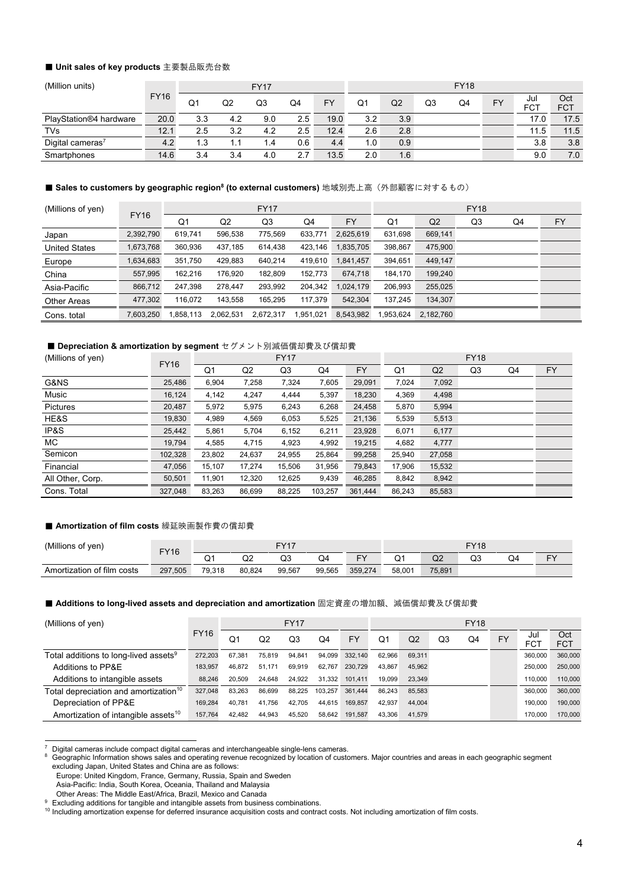■ **Unit sales of key products** 主要製品販売台数

| (Million units) | FY16 | FY17 | | | | | FY18 | | | | | | |
|---|---|---|---|---|---|---|---|---|---|---|---|---|---|
| | | Q1 | Q2 | Q3 | Q4 | FY | Q1 | Q2 | Q3 | Q4 | FY | Jul FCT | Oct FCT |
| PlayStation®4 hardware | 20.0 | 3.3 | 4.2 | 9.0 | 2.5 | 19.0 | 3.2 | 3.9 | | | | 17.0 | 17.5 |
| TVs | 12.1 | 2.5 | 3.2 | 4.2 | 2.5 | 12.4 | 2.6 | 2.8 | | | | 11.5 | 11.5 |
| Digital cameras[7] | 4.2 | 1.3 | 1.1 | 1.4 | 0.6 | 4.4 | 1.0 | 0.9 | | | | 3.8 | 3.8 |
| Smartphones | 14.6 | 3.4 | 3.4 | 4.0 | 2.7 | 13.5 | 2.0 | 1.6 | | | | 9.0 | 7.0 |

■ **Sales to customers by geographic region[8] (to external customers)** 地域別売上高（外部顧客に対するもの）

| (Millions of yen) | FY16 | FY17 | | | | | FY18 | | | | |
|---|---|---|---|---|---|---|---|---|---|---|---|
| | | Q1 | Q2 | Q3 | Q4 | FY | Q1 | Q2 | Q3 | Q4 | FY |
| Japan | 2,392,790 | 619,741 | 596,538 | 775,569 | 633,771 | 2,625,619 | 631,698 | 669,141 | | | |
| United States | 1,673,768 | 360,936 | 437,185 | 614,438 | 423,146 | 1,835,705 | 398,867 | 475,900 | | | |
| Europe | 1,634,683 | 351,750 | 429,883 | 640,214 | 419,610 | 1,841,457 | 394,651 | 449,147 | | | |
| China | 557,995 | 162,216 | 176,920 | 182,809 | 152,773 | 674,718 | 184,170 | 199,240 | | | |
| Asia-Pacific | 866,712 | 247,398 | 278,447 | 293,992 | 204,342 | 1,024,179 | 206,993 | 255,025 | | | |
| Other Areas | 477,302 | 116,072 | 143,558 | 165,295 | 117,379 | 542,304 | 137,245 | 134,307 | | | |
| Cons. total | 7,603,250 | 1,858,113 | 2,062,531 | 2,672,317 | 1,951,021 | 8,543,982 | 1,953,624 | 2,182,760 | | | |

■ **Depreciation & amortization by segment** セグメント別減価償却費及び償却費

| (Millions of yen) | FY16 | FY17 | | | | | FY18 | | | | |
|---|---|---|---|---|---|---|---|---|---|---|---|
| | | Q1 | Q2 | Q3 | Q4 | FY | Q1 | Q2 | Q3 | Q4 | FY |
| G&NS | 25,486 | 6,904 | 7,258 | 7,324 | 7,605 | 29,091 | 7,024 | 7,092 | | | |
| Music | 16,124 | 4,142 | 4,247 | 4,444 | 5,397 | 18,230 | 4,369 | 4,498 | | | |
| Pictures | 20,487 | 5,972 | 5,975 | 6,243 | 6,268 | 24,458 | 5,870 | 5,994 | | | |
| HE&S | 19,830 | 4,989 | 4,569 | 6,053 | 5,525 | 21,136 | 5,539 | 5,513 | | | |
| IP&S | 25,442 | 5,861 | 5,704 | 6,152 | 6,211 | 23,928 | 6,071 | 6,177 | | | |
| MC | 19,794 | 4,585 | 4,715 | 4,923 | 4,992 | 19,215 | 4,682 | 4,777 | | | |
| Semicon | 102,328 | 23,802 | 24,637 | 24,955 | 25,864 | 99,258 | 25,940 | 27,058 | | | |
| Financial | 47,056 | 15,107 | 17,274 | 15,506 | 31,956 | 79,843 | 17,906 | 15,532 | | | |
| All Other, Corp. | 50,501 | 11,901 | 12,320 | 12,625 | 9,439 | 46,285 | 8,842 | 8,942 | | | |
| Cons. Total | 327,048 | 83,263 | 86,699 | 88,225 | 103,257 | 361,444 | 86,243 | 85,583 | | | |

■ **Amortization of film costs** 繰延映画製作費の償却費

| (Millions of yen) | FY16 | FY17 | | | | | FY18 | | | | |
|---|---|---|---|---|---|---|---|---|---|---|---|
| | | Q1 | Q2 | Q3 | Q4 | FY | Q1 | Q2 | Q3 | Q4 | FY |
| Amortization of film costs | 297,505 | 79,318 | 80,824 | 99,567 | 99,565 | 359,274 | 58,001 | 75,891 | | | |

■ **Additions to long-lived assets and depreciation and amortization** 固定資産の増加額、減価償却費及び償却費

| (Millions of yen) | FY16 | FY17 | | | | | FY18 | | | | | | |
|---|---|---|---|---|---|---|---|---|---|---|---|---|---|
| | | Q1 | Q2 | Q3 | Q4 | FY | Q1 | Q2 | Q3 | Q4 | FY | Jul FCT | Oct FCT |
| Total additions to long-lived assets[9] | 272,203 | 67,381 | 75,819 | 94,841 | 94,099 | 332,140 | 62,966 | 69,311 | | | | 360,000 | 360,000 |
| Additions to PP&E | 183,957 | 46,872 | 51,171 | 69,919 | 62,767 | 230,729 | 43,867 | 45,962 | | | | 250,000 | 250,000 |
| Additions to intangible assets | 88,246 | 20,509 | 24,648 | 24,922 | 31,332 | 101,411 | 19,099 | 23,349 | | | | 110,000 | 110,000 |
| Total depreciation and amortization[10] | 327,048 | 83,263 | 86,699 | 88,225 | 103,257 | 361,444 | 86,243 | 85,583 | | | | 360,000 | 360,000 |
| Depreciation of PP&E | 169,284 | 40,781 | 41,756 | 42,705 | 44,615 | 169,857 | 42,937 | 44,004 | | | | 190,000 | 190,000 |
| Amortization of intangible assets[10] | 157,764 | 42,482 | 44,943 | 45,520 | 58,642 | 191,587 | 43,306 | 41,579 | | | | 170,000 | 170,000 |

[7] Digital cameras include compact digital cameras and interchangeable single-lens cameras.
[8] Geographic Information shows sales and operating revenue recognized by location of customers. Major countries and areas in each geographic segment excluding Japan, United States and China are as follows:
Europe: United Kingdom, France, Germany, Russia, Spain and Sweden
Asia-Pacific: India, South Korea, Oceania, Thailand and Malaysia
Other Areas: The Middle East/Africa, Brazil, Mexico and Canada
[9] Excluding additions for tangible and intangible assets from business combinations.
[10] Including amortization expense for deferred insurance acquisition costs and contract costs. Not including amortization of film costs.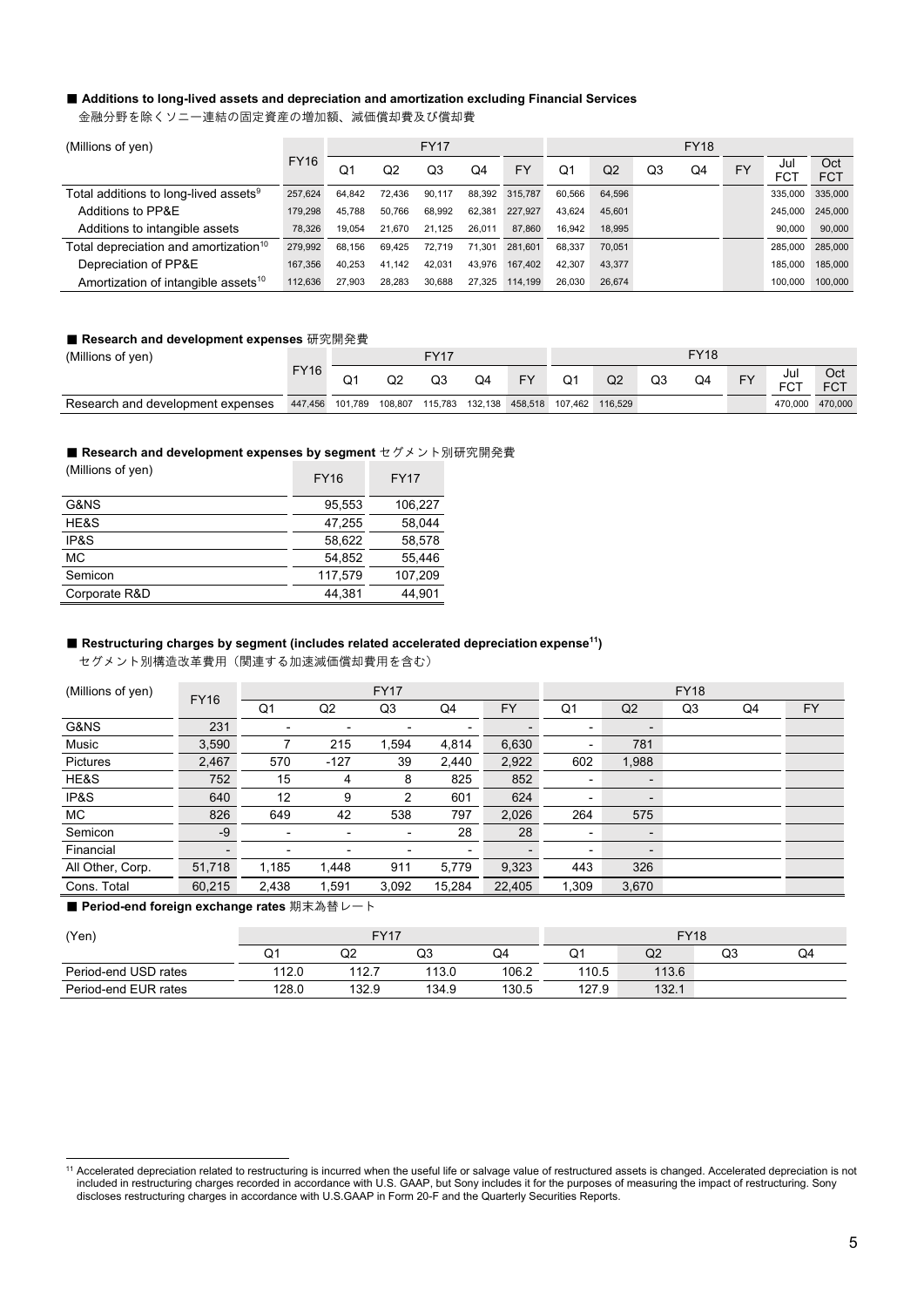■ **Additions to long-lived assets and depreciation and amortization excluding Financial Services**
金融分野を除くソニー連結の固定資産の増加額、減価償却費及び償却費

| (Millions of yen) | FY16 | FY17 | | | | | FY18 | | | | | | |
|---|---|---|---|---|---|---|---|---|---|---|---|---|---|
| | | Q1 | Q2 | Q3 | Q4 | FY | Q1 | Q2 | Q3 | Q4 | FY | Jul FCT | Oct FCT |
| Total additions to long-lived assets[9] | 257,624 | 64,842 | 72,436 | 90,117 | 88,392 | 315,787 | 60,566 | 64,596 | | | | 335,000 | 335,000 |
| Additions to PP&E | 179,298 | 45,788 | 50,766 | 68,992 | 62,381 | 227,927 | 43,624 | 45,601 | | | | 245,000 | 245,000 |
| Additions to intangible assets | 78,326 | 19,054 | 21,670 | 21,125 | 26,011 | 87,860 | 16,942 | 18,995 | | | | 90,000 | 90,000 |
| Total depreciation and amortization[10] | 279,992 | 68,156 | 69,425 | 72,719 | 71,301 | 281,601 | 68,337 | 70,051 | | | | 285,000 | 285,000 |
| Depreciation of PP&E | 167,356 | 40,253 | 41,142 | 42,031 | 43,976 | 167,402 | 42,307 | 43,377 | | | | 185,000 | 185,000 |
| Amortization of intangible assets[10] | 112,636 | 27,903 | 28,283 | 30,688 | 27,325 | 114,199 | 26,030 | 26,674 | | | | 100,000 | 100,000 |

■ **Research and development expenses** 研究開発費

| (Millions of yen) | FY16 | FY17 | | | | | FY18 | | | | | | |
|---|---|---|---|---|---|---|---|---|---|---|---|---|---|
| | | Q1 | Q2 | Q3 | Q4 | FY | Q1 | Q2 | Q3 | Q4 | FY | Jul FCT | Oct FCT |
| Research and development expenses | 447,456 | 101,789 | 108,807 | 115,783 | 132,138 | 458,518 | 107,462 | 116,529 | | | | 470,000 | 470,000 |

■ **Research and development expenses by segment** セグメント別研究開発費

| (Millions of yen) | FY16 | FY17 |
|---|---|---|
| G&NS | 95,553 | 106,227 |
| HE&S | 47,255 | 58,044 |
| IP&S | 58,622 | 58,578 |
| MC | 54,852 | 55,446 |
| Semicon | 117,579 | 107,209 |
| Corporate R&D | 44,381 | 44,901 |

■ **Restructuring charges by segment (includes related accelerated depreciation expense[11])**
セグメント別構造改革費用（関連する加速減価償却費用を含む）

| (Millions of yen) | FY16 | FY17 | | | | | FY18 | | | | |
|---|---|---|---|---|---|---|---|---|---|---|---|
| | | Q1 | Q2 | Q3 | Q4 | FY | Q1 | Q2 | Q3 | Q4 | FY |
| G&NS | 231 | - | - | - | - | - | - | - | | | |
| Music | 3,590 | 7 | 215 | 1,594 | 4,814 | 6,630 | - | 781 | | | |
| Pictures | 2,467 | 570 | -127 | 39 | 2,440 | 2,922 | 602 | 1,988 | | | |
| HE&S | 752 | 15 | 4 | 8 | 825 | 852 | - | - | | | |
| IP&S | 640 | 12 | 9 | 2 | 601 | 624 | - | - | | | |
| MC | 826 | 649 | 42 | 538 | 797 | 2,026 | 264 | 575 | | | |
| Semicon | -9 | - | - | - | 28 | 28 | - | - | | | |
| Financial | - | - | - | - | - | - | - | - | | | |
| All Other, Corp. | 51,718 | 1,185 | 1,448 | 911 | 5,779 | 9,323 | 443 | 326 | | | |
| Cons. Total | 60,215 | 2,438 | 1,591 | 3,092 | 15,284 | 22,405 | 1,309 | 3,670 | | | |

■ **Period-end foreign exchange rates** 期末為替レート

| (Yen) | FY17 | | | | FY18 | | | |
|---|---|---|---|---|---|---|---|---|
| | Q1 | Q2 | Q3 | Q4 | Q1 | Q2 | Q3 | Q4 |
| Period-end USD rates | 112.0 | 112.7 | 113.0 | 106.2 | 110.5 | 113.6 | | |
| Period-end EUR rates | 128.0 | 132.9 | 134.9 | 130.5 | 127.9 | 132.1 | | |

[11] Accelerated depreciation related to restructuring is incurred when the useful life or salvage value of restructured assets is changed. Accelerated depreciation is not included in restructuring charges recorded in accordance with U.S. GAAP, but Sony includes it for the purposes of measuring the impact of restructuring. Sony discloses restructuring charges in accordance with U.S.GAAP in Form 20-F and the Quarterly Securities Reports.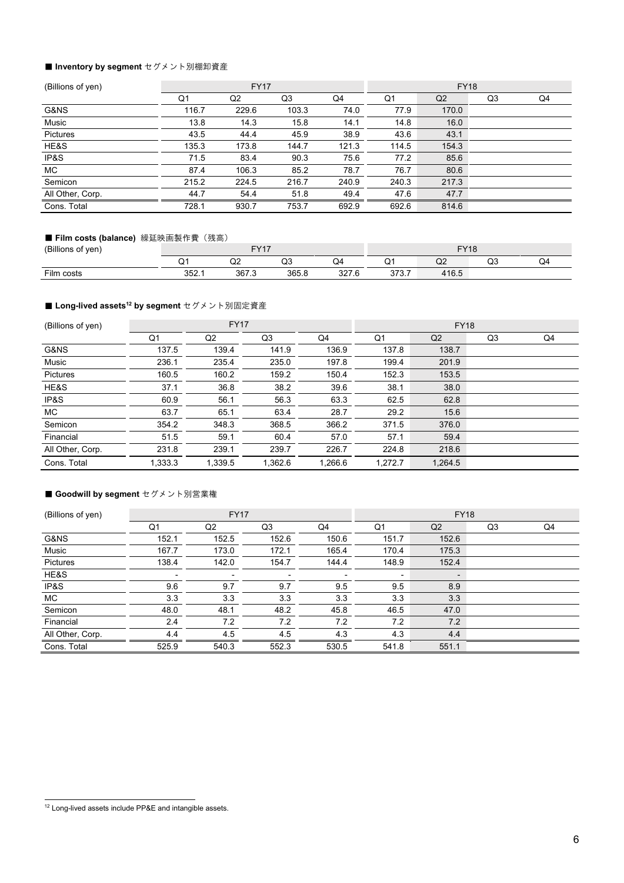■ **Inventory by segment** セグメント別棚卸資産

| (Billions of yen) | FY17 | | | | FY18 | | | |
|---|---|---|---|---|---|---|---|---|
| | Q1 | Q2 | Q3 | Q4 | Q1 | Q2 | Q3 | Q4 |
| G&NS | 116.7 | 229.6 | 103.3 | 74.0 | 77.9 | 170.0 | | |
| Music | 13.8 | 14.3 | 15.8 | 14.1 | 14.8 | 16.0 | | |
| Pictures | 43.5 | 44.4 | 45.9 | 38.9 | 43.6 | 43.1 | | |
| HE&S | 135.3 | 173.8 | 144.7 | 121.3 | 114.5 | 154.3 | | |
| IP&S | 71.5 | 83.4 | 90.3 | 75.6 | 77.2 | 85.6 | | |
| MC | 87.4 | 106.3 | 85.2 | 78.7 | 76.7 | 80.6 | | |
| Semicon | 215.2 | 224.5 | 216.7 | 240.9 | 240.3 | 217.3 | | |
| All Other, Corp. | 44.7 | 54.4 | 51.8 | 49.4 | 47.6 | 47.7 | | |
| Cons. Total | 728.1 | 930.7 | 753.7 | 692.9 | 692.6 | 814.6 | | |

■ **Film costs (balance)** 繰延映画製作費（残高）

| (Billions of yen) | FY17 | | | | FY18 | | | |
|---|---|---|---|---|---|---|---|---|
| | Q1 | Q2 | Q3 | Q4 | Q1 | Q2 | Q3 | Q4 |
| Film costs | 352.1 | 367.3 | 365.8 | 327.6 | 373.7 | 416.5 | | |

■ **Long-lived assets[12] by segment** セグメント別固定資産

| (Billions of yen) | FY17 | | | | FY18 | | | |
|---|---|---|---|---|---|---|---|---|
| | Q1 | Q2 | Q3 | Q4 | Q1 | Q2 | Q3 | Q4 |
| G&NS | 137.5 | 139.4 | 141.9 | 136.9 | 137.8 | 138.7 | | |
| Music | 236.1 | 235.4 | 235.0 | 197.8 | 199.4 | 201.9 | | |
| Pictures | 160.5 | 160.2 | 159.2 | 150.4 | 152.3 | 153.5 | | |
| HE&S | 37.1 | 36.8 | 38.2 | 39.6 | 38.1 | 38.0 | | |
| IP&S | 60.9 | 56.1 | 56.3 | 63.3 | 62.5 | 62.8 | | |
| MC | 63.7 | 65.1 | 63.4 | 28.7 | 29.2 | 15.6 | | |
| Semicon | 354.2 | 348.3 | 368.5 | 366.2 | 371.5 | 376.0 | | |
| Financial | 51.5 | 59.1 | 60.4 | 57.0 | 57.1 | 59.4 | | |
| All Other, Corp. | 231.8 | 239.1 | 239.7 | 226.7 | 224.8 | 218.6 | | |
| Cons. Total | 1,333.3 | 1,339.5 | 1,362.6 | 1,266.6 | 1,272.7 | 1,264.5 | | |

■ **Goodwill by segment** セグメント別営業権

| (Billions of yen) | FY17 | | | | FY18 | | | |
|---|---|---|---|---|---|---|---|---|
| | Q1 | Q2 | Q3 | Q4 | Q1 | Q2 | Q3 | Q4 |
| G&NS | 152.1 | 152.5 | 152.6 | 150.6 | 151.7 | 152.6 | | |
| Music | 167.7 | 173.0 | 172.1 | 165.4 | 170.4 | 175.3 | | |
| Pictures | 138.4 | 142.0 | 154.7 | 144.4 | 148.9 | 152.4 | | |
| HE&S | - | - | - | - | - | - | | |
| IP&S | 9.6 | 9.7 | 9.7 | 9.5 | 9.5 | 8.9 | | |
| MC | 3.3 | 3.3 | 3.3 | 3.3 | 3.3 | 3.3 | | |
| Semicon | 48.0 | 48.1 | 48.2 | 45.8 | 46.5 | 47.0 | | |
| Financial | 2.4 | 7.2 | 7.2 | 7.2 | 7.2 | 7.2 | | |
| All Other, Corp. | 4.4 | 4.5 | 4.5 | 4.3 | 4.3 | 4.4 | | |
| Cons. Total | 525.9 | 540.3 | 552.3 | 530.5 | 541.8 | 551.1 | | |

[12] Long-lived assets include PP&E and intangible assets.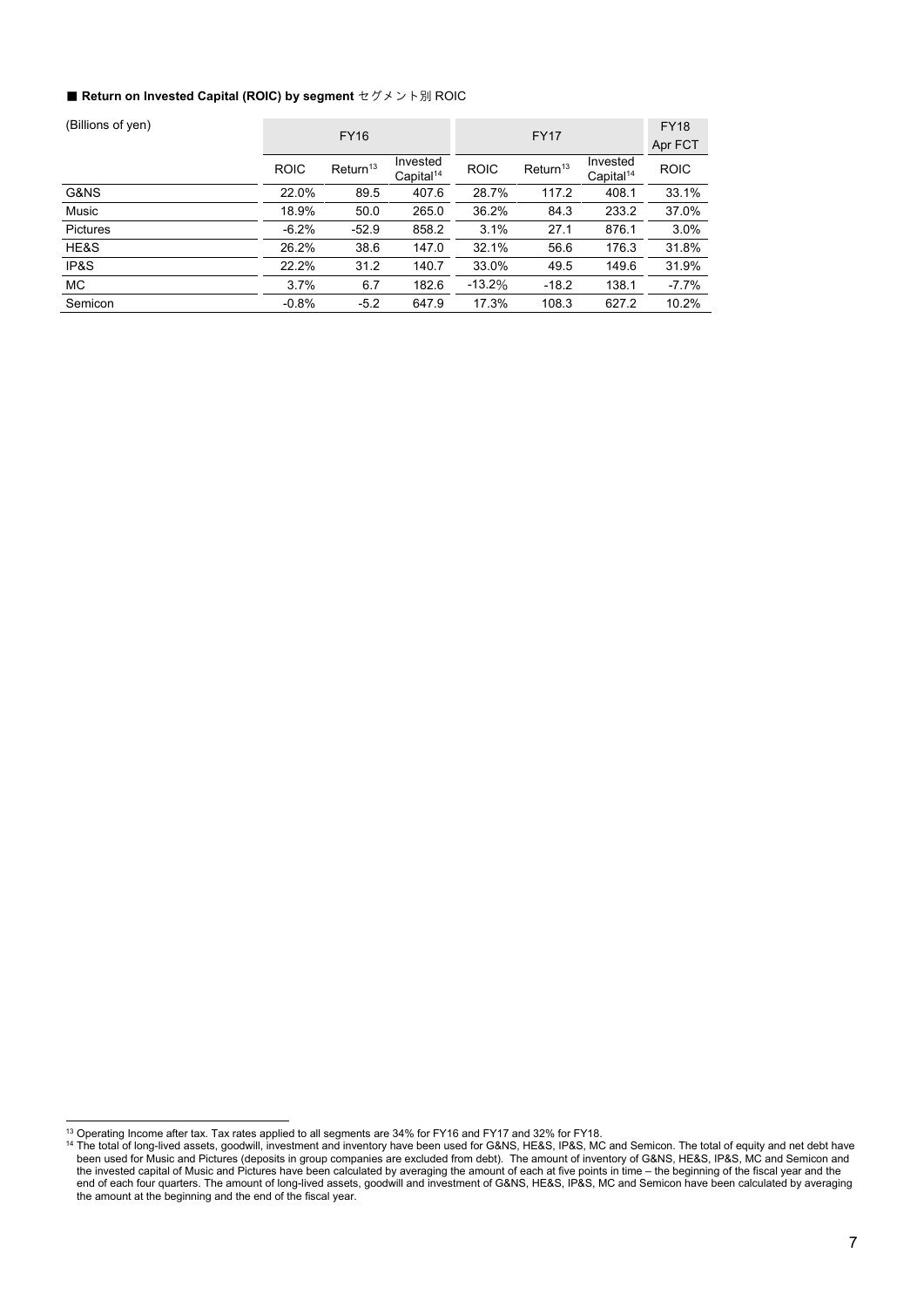■ **Return on Invested Capital (ROIC) by segment** セグメント別 ROIC

| (Billions of yen) | FY16 | | | FY17 | | | FY18 Apr FCT |
|---|---|---|---|---|---|---|---|
| | ROIC | Return[13] | Invested Capital[14] | ROIC | Return[13] | Invested Capital[14] | ROIC |
| G&NS | 22.0% | 89.5 | 407.6 | 28.7% | 117.2 | 408.1 | 33.1% |
| Music | 18.9% | 50.0 | 265.0 | 36.2% | 84.3 | 233.2 | 37.0% |
| Pictures | -6.2% | -52.9 | 858.2 | 3.1% | 27.1 | 876.1 | 3.0% |
| HE&S | 26.2% | 38.6 | 147.0 | 32.1% | 56.6 | 176.3 | 31.8% |
| IP&S | 22.2% | 31.2 | 140.7 | 33.0% | 49.5 | 149.6 | 31.9% |
| MC | 3.7% | 6.7 | 182.6 | -13.2% | -18.2 | 138.1 | -7.7% |
| Semicon | -0.8% | -5.2 | 647.9 | 17.3% | 108.3 | 627.2 | 10.2% |

[13] Operating Income after tax. Tax rates applied to all segments are 34% for FY16 and FY17 and 32% for FY18.

[14] The total of long-lived assets, goodwill, investment and inventory have been used for G&NS, HE&S, IP&S, MC and Semicon. The total of equity and net debt have been used for Music and Pictures (deposits in group companies are excluded from debt). The amount of inventory of G&NS, HE&S, IP&S, MC and Semicon and the invested capital of Music and Pictures have been calculated by averaging the amount of each at five points in time – the beginning of the fiscal year and the end of each four quarters. The amount of long-lived assets, goodwill and investment of G&NS, HE&S, IP&S, MC and Semicon have been calculated by averaging the amount at the beginning and the end of the fiscal year.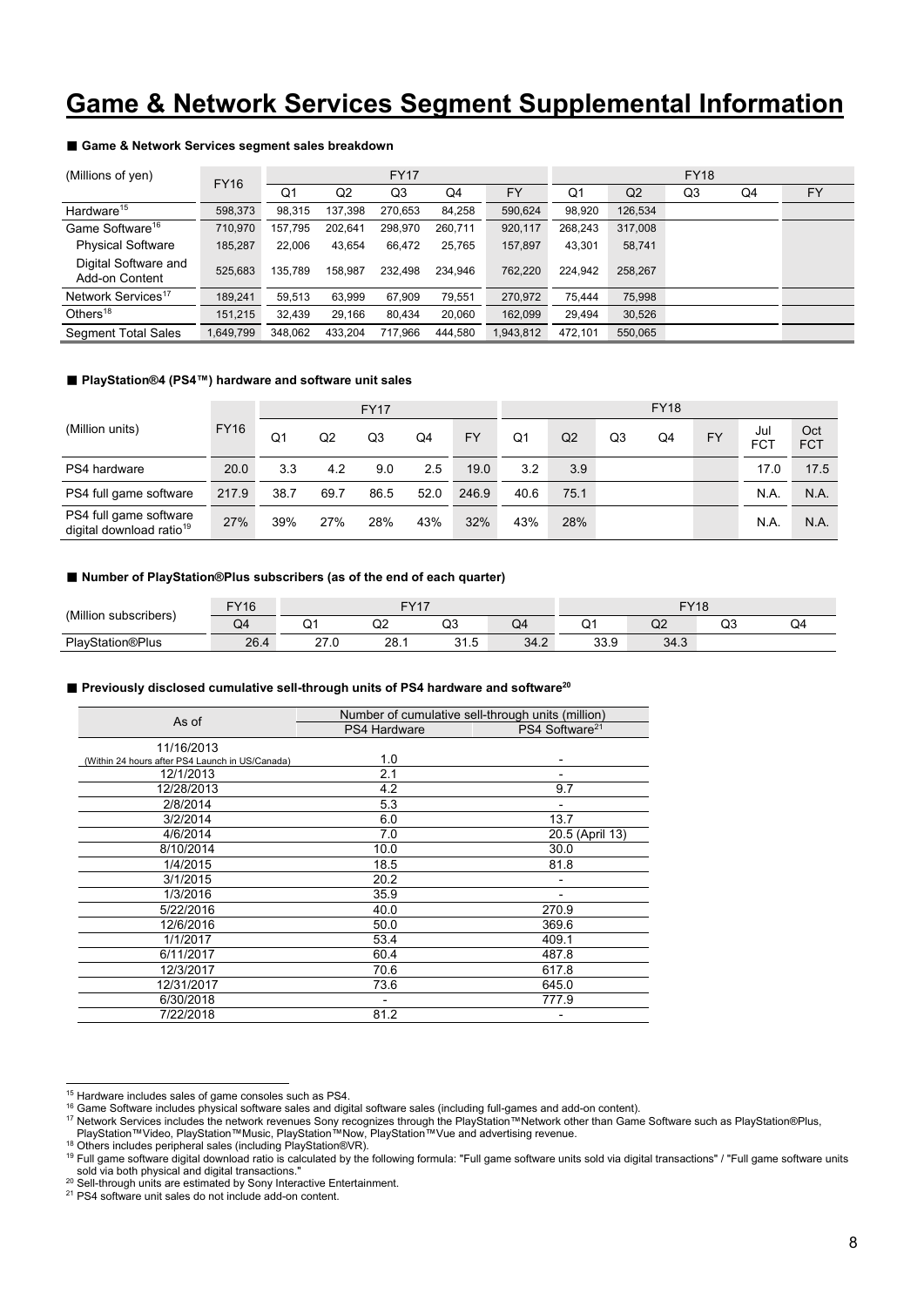# Game & Network Services Segment Supplemental Information

■ **Game & Network Services segment sales breakdown**

| (Millions of yen) | FY16 | FY17 | | | | | FY18 | | | | |
|---|---|---|---|---|---|---|---|---|---|---|---|
| | | Q1 | Q2 | Q3 | Q4 | FY | Q1 | Q2 | Q3 | Q4 | FY |
| Hardware[15] | 598,373 | 98,315 | 137,398 | 270,653 | 84,258 | 590,624 | 98,920 | 126,534 | | | |
| Game Software[16] | 710,970 | 157,795 | 202,641 | 298,970 | 260,711 | 920,117 | 268,243 | 317,008 | | | |
| Physical Software | 185,287 | 22,006 | 43,654 | 66,472 | 25,765 | 157,897 | 43,301 | 58,741 | | | |
| Digital Software and Add-on Content | 525,683 | 135,789 | 158,987 | 232,498 | 234,946 | 762,220 | 224,942 | 258,267 | | | |
| Network Services[17] | 189,241 | 59,513 | 63,999 | 67,909 | 79,551 | 270,972 | 75,444 | 75,998 | | | |
| Others[18] | 151,215 | 32,439 | 29,166 | 80,434 | 20,060 | 162,099 | 29,494 | 30,526 | | | |
| Segment Total Sales | 1,649,799 | 348,062 | 433,204 | 717,966 | 444,580 | 1,943,812 | 472,101 | 550,065 | | | |

■ **PlayStation®4 (PS4™) hardware and software unit sales**

| (Million units) | FY16 | FY17 | | | | | FY18 | | | | | | |
|---|---|---|---|---|---|---|---|---|---|---|---|---|---|
| | | Q1 | Q2 | Q3 | Q4 | FY | Q1 | Q2 | Q3 | Q4 | FY | Jul FCT | Oct FCT |
| PS4 hardware | 20.0 | 3.3 | 4.2 | 9.0 | 2.5 | 19.0 | 3.2 | 3.9 | | | | 17.0 | 17.5 |
| PS4 full game software | 217.9 | 38.7 | 69.7 | 86.5 | 52.0 | 246.9 | 40.6 | 75.1 | | | | N.A. | N.A. |
| PS4 full game software digital download ratio[19] | 27% | 39% | 27% | 28% | 43% | 32% | 43% | 28% | | | | N.A. | N.A. |

■ **Number of PlayStation®Plus subscribers (as of the end of each quarter)**

| (Million subscribers) | FY16 | FY17 | | | | FY18 | | | |
|---|---|---|---|---|---|---|---|---|---|
| | Q4 | Q1 | Q2 | Q3 | Q4 | Q1 | Q2 | Q3 | Q4 |
| PlayStation®Plus | 26.4 | 27.0 | 28.1 | 31.5 | 34.2 | 33.9 | 34.3 | | |

■ **Previously disclosed cumulative sell-through units of PS4 hardware and software[20]**

| As of | Number of cumulative sell-through units (million) | |
|---|---|---|
| | PS4 Hardware | PS4 Software[21] |
| 11/16/2013 (Within 24 hours after PS4 Launch in US/Canada) | 1.0 | - |
| 12/1/2013 | 2.1 | - |
| 12/28/2013 | 4.2 | 9.7 |
| 2/8/2014 | 5.3 | - |
| 3/2/2014 | 6.0 | 13.7 |
| 4/6/2014 | 7.0 | 20.5 (April 13) |
| 8/10/2014 | 10.0 | 30.0 |
| 1/4/2015 | 18.5 | 81.8 |
| 3/1/2015 | 20.2 | - |
| 1/3/2016 | 35.9 | - |
| 5/22/2016 | 40.0 | 270.9 |
| 12/6/2016 | 50.0 | 369.6 |
| 1/1/2017 | 53.4 | 409.1 |
| 6/11/2017 | 60.4 | 487.8 |
| 12/3/2017 | 70.6 | 617.8 |
| 12/31/2017 | 73.6 | 645.0 |
| 6/30/2018 | - | 777.9 |
| 7/22/2018 | 81.2 | - |

[15] Hardware includes sales of game consoles such as PS4.
[16] Game Software includes physical software sales and digital software sales (including full-games and add-on content).
[17] Network Services includes the network revenues Sony recognizes through the PlayStation™Network other than Game Software such as PlayStation®Plus, PlayStation™Video, PlayStation™Music, PlayStation™Now, PlayStation™Vue and advertising revenue.
[18] Others includes peripheral sales (including PlayStation®VR).
[19] Full game software digital download ratio is calculated by the following formula: "Full game software units sold via digital transactions" / "Full game software units sold via both physical and digital transactions."
[20] Sell-through units are estimated by Sony Interactive Entertainment.
[21] PS4 software unit sales do not include add-on content.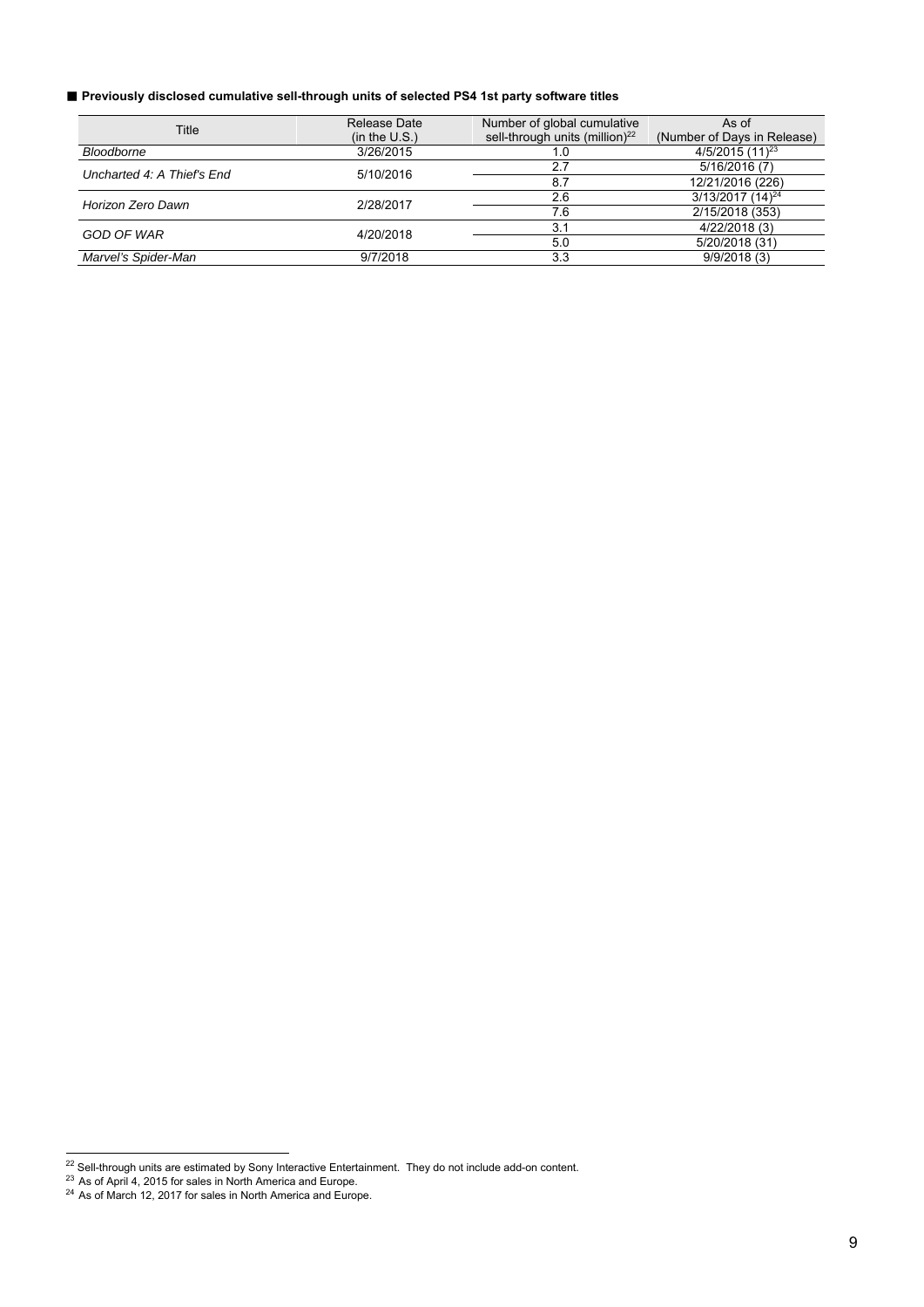**■ Previously disclosed cumulative sell-through units of selected PS4 1st party software titles**

| Title | Release Date (in the U.S.) | Number of global cumulative sell-through units (million)[22] | As of (Number of Days in Release) |
|---|---|---|---|
| *Bloodborne* | 3/26/2015 | 1.0 | 4/5/2015 (11)[23] |
| *Uncharted 4: A Thief's End* | 5/10/2016 | 2.7 | 5/16/2016 (7) |
| | | 8.7 | 12/21/2016 (226) |
| *Horizon Zero Dawn* | 2/28/2017 | 2.6 | 3/13/2017 (14)[24] |
| | | 7.6 | 2/15/2018 (353) |
| *GOD OF WAR* | 4/20/2018 | 3.1 | 4/22/2018 (3) |
| | | 5.0 | 5/20/2018 (31) |
| *Marvel's Spider-Man* | 9/7/2018 | 3.3 | 9/9/2018 (3) |

[22] Sell-through units are estimated by Sony Interactive Entertainment. They do not include add-on content.

[23] As of April 4, 2015 for sales in North America and Europe.

[24] As of March 12, 2017 for sales in North America and Europe.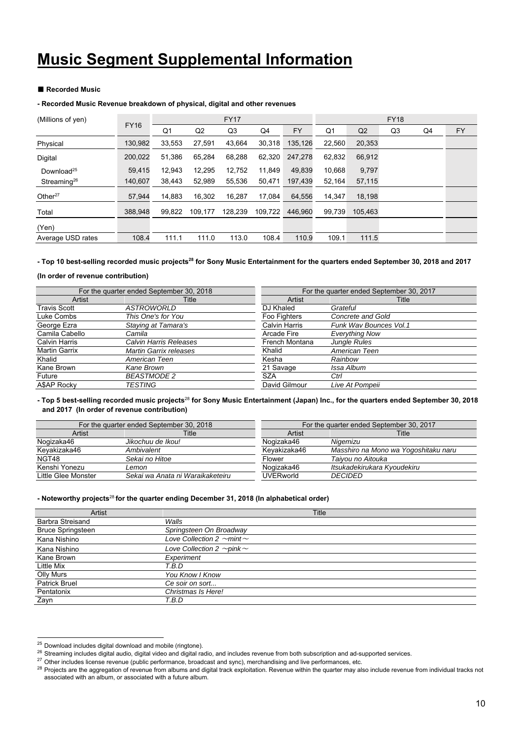# Music Segment Supplemental Information

■ **Recorded Music**

**- Recorded Music Revenue breakdown of physical, digital and other revenues**

| (Millions of yen) | FY16 | FY17 | | | | | FY18 | | | | |
|---|---|---|---|---|---|---|---|---|---|---|---|
| | | Q1 | Q2 | Q3 | Q4 | FY | Q1 | Q2 | Q3 | Q4 | FY |
| Physical | 130,982 | 33,553 | 27,591 | 43,664 | 30,318 | 135,126 | 22,560 | 20,353 | | | |
| Digital | 200,022 | 51,386 | 65,284 | 68,288 | 62,320 | 247,278 | 62,832 | 66,912 | | | |
| Download[25] | 59,415 | 12,943 | 12,295 | 12,752 | 11,849 | 49,839 | 10,668 | 9,797 | | | |
| Streaming[26] | 140,607 | 38,443 | 52,989 | 55,536 | 50,471 | 197,439 | 52,164 | 57,115 | | | |
| Other[27] | 57,944 | 14,883 | 16,302 | 16,287 | 17,084 | 64,556 | 14,347 | 18,198 | | | |
| Total | 388,948 | 99,822 | 109,177 | 128,239 | 109,722 | 446,960 | 99,739 | 105,463 | | | |
| (Yen) | | | | | | | | | | | |
| Average USD rates | 108.4 | 111.1 | 111.0 | 113.0 | 108.4 | 110.9 | 109.1 | 111.5 | | | |

**- Top 10 best-selling recorded music projects[28] for Sony Music Entertainment for the quarters ended September 30, 2018 and 2017**

**(In order of revenue contribution)**

| For the quarter ended September 30, 2018 | | For the quarter ended September 30, 2017 | |
|---|---|---|---|
| Artist | Title | Artist | Title |
| Travis Scott | *ASTROWORLD* | DJ Khaled | *Grateful* |
| Luke Combs | *This One's for You* | Foo Fighters | *Concrete and Gold* |
| George Ezra | *Staying at Tamara's* | Calvin Harris | *Funk Wav Bounces Vol.1* |
| Camila Cabello | *Camila* | Arcade Fire | *Everything Now* |
| Calvin Harris | *Calvin Harris Releases* | French Montana | *Jungle Rules* |
| Martin Garrix | *Martin Garrix releases* | Khalid | *American Teen* |
| Khalid | *American Teen* | Kesha | *Rainbow* |
| Kane Brown | *Kane Brown* | 21 Savage | *Issa Album* |
| Future | *BEASTMODE 2* | SZA | *Ctrl* |
| A$AP Rocky | *TESTING* | David Gilmour | *Live At Pompeii* |

**- Top 5 best-selling recorded music projects[28] for Sony Music Entertainment (Japan) Inc., for the quarters ended September 30, 2018 and 2017 (In order of revenue contribution)**

| For the quarter ended September 30, 2018 | | For the quarter ended September 30, 2017 | |
|---|---|---|---|
| Artist | Title | Artist | Title |
| Nogizaka46 | *Jikochuu de Ikou!* | Nogizaka46 | *Nigemizu* |
| Keyakizaka46 | *Ambivalent* | Keyakizaka46 | *Masshiro na Mono wa Yogoshitaku naru* |
| NGT48 | *Sekai no Hitoe* | Flower | *Taiyou no Aitouka* |
| Kenshi Yonezu | *Lemon* | Nogizaka46 | *Itsukadekirukara Kyoudekiru* |
| Little Glee Monster | *Sekai wa Anata ni Waraikaketeiru* | UVERworld | *DECIDED* |

**- Noteworthy projects[28] for the quarter ending December 31, 2018 (In alphabetical order)**

| Artist | Title |
|---|---|
| Barbra Streisand | *Walls* |
| Bruce Springsteen | *Springsteen On Broadway* |
| Kana Nishino | *Love Collection 2 ～mint～* |
| Kana Nishino | *Love Collection 2 ～pink～* |
| Kane Brown | *Experiment* |
| Little Mix | *T.B.D* |
| Olly Murs | *You Know I Know* |
| Patrick Bruel | *Ce soir on sort...* |
| Pentatonix | *Christmas Is Here!* |
| Zayn | *T.B.D* |

---

[25] Download includes digital download and mobile (ringtone).

[26] Streaming includes digital audio, digital video and digital radio, and includes revenue from both subscription and ad-supported services.

[27] Other includes license revenue (public performance, broadcast and sync), merchandising and live performances, etc.

[28] Projects are the aggregation of revenue from albums and digital track exploitation. Revenue within the quarter may also include revenue from individual tracks not associated with an album, or associated with a future album.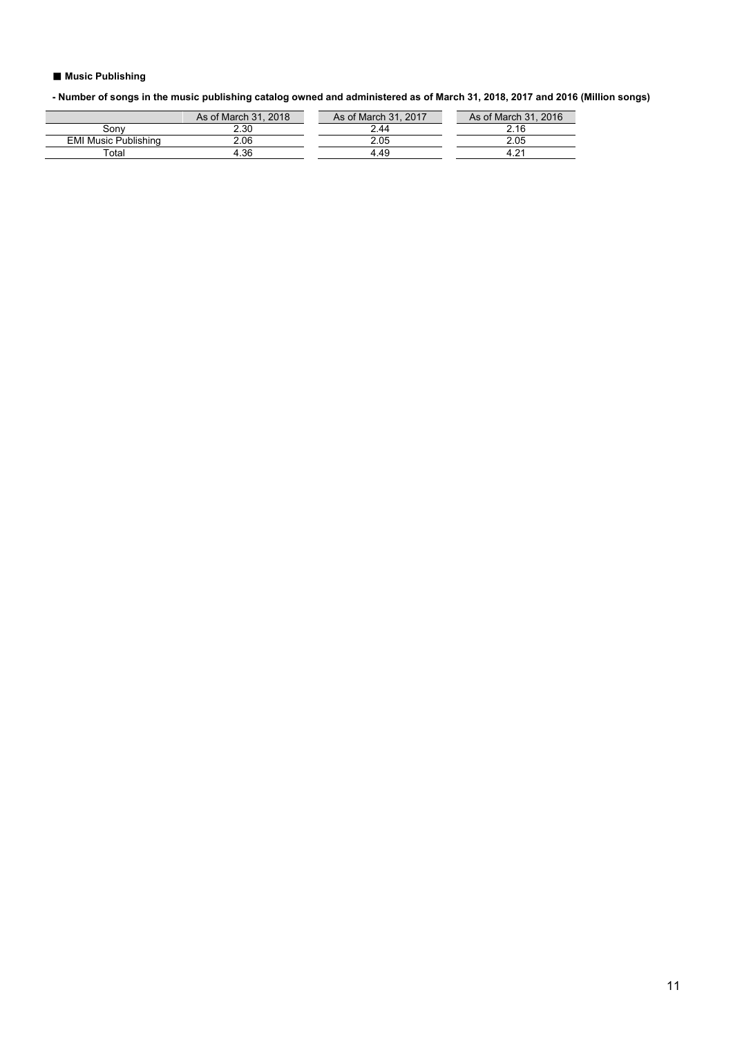■ **Music Publishing**

**- Number of songs in the music publishing catalog owned and administered as of March 31, 2018, 2017 and 2016 (Million songs)**

| | As of March 31, 2018 | As of March 31, 2017 | As of March 31, 2016 |
|---|---|---|---|
| Sony | 2.30 | 2.44 | 2.16 |
| EMI Music Publishing | 2.06 | 2.05 | 2.05 |
| Total | 4.36 | 4.49 | 4.21 |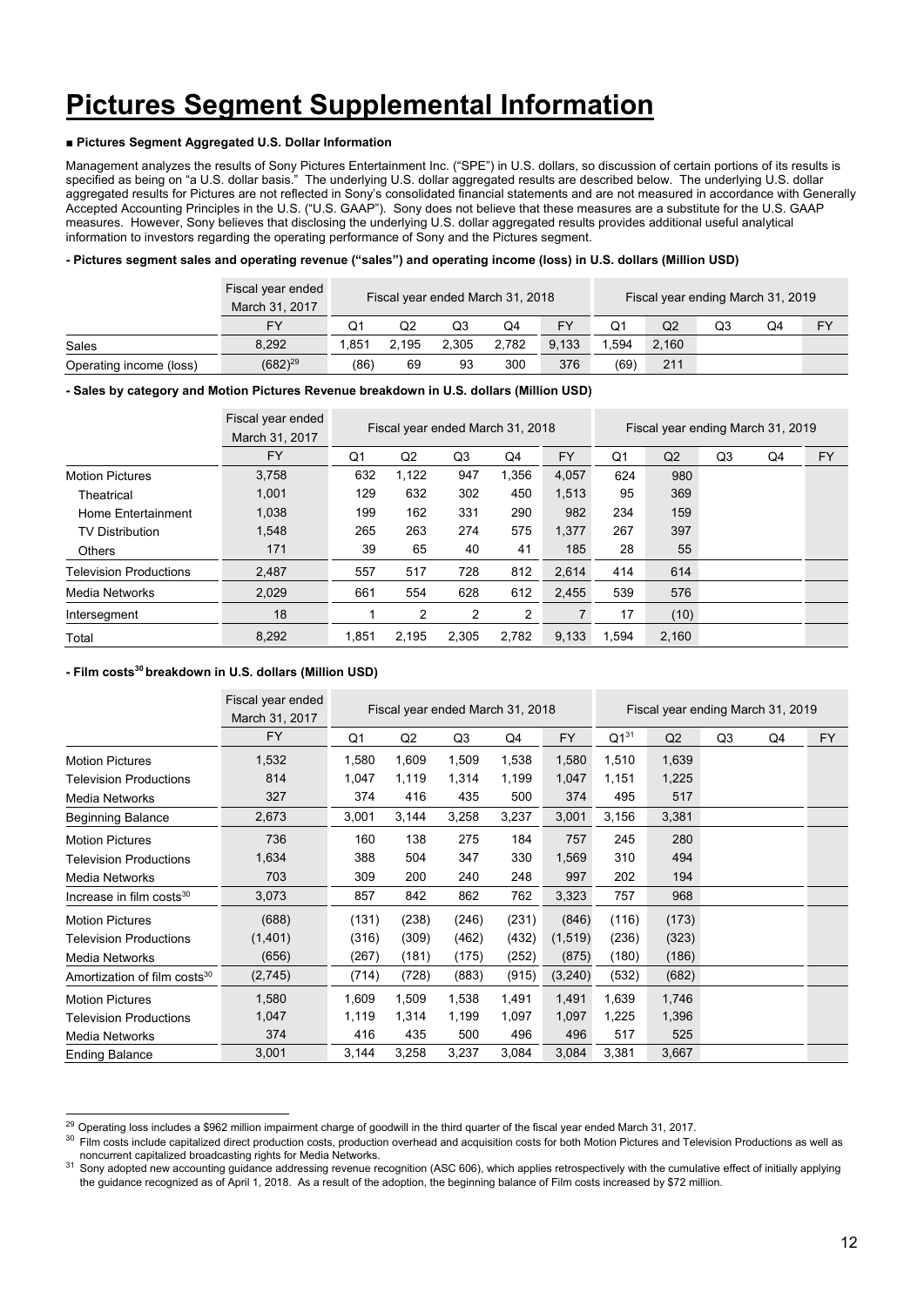# Pictures Segment Supplemental Information

**■ Pictures Segment Aggregated U.S. Dollar Information**

Management analyzes the results of Sony Pictures Entertainment Inc. ("SPE") in U.S. dollars, so discussion of certain portions of its results is specified as being on "a U.S. dollar basis." The underlying U.S. dollar aggregated results are described below. The underlying U.S. dollar aggregated results for Pictures are not reflected in Sony's consolidated financial statements and are not measured in accordance with Generally Accepted Accounting Principles in the U.S. ("U.S. GAAP"). Sony does not believe that these measures are a substitute for the U.S. GAAP measures. However, Sony believes that disclosing the underlying U.S. dollar aggregated results provides additional useful analytical information to investors regarding the operating performance of Sony and the Pictures segment.

**- Pictures segment sales and operating revenue ("sales") and operating income (loss) in U.S. dollars (Million USD)**

| | Fiscal year ended March 31, 2017 | Fiscal year ended March 31, 2018 | | | | | Fiscal year ending March 31, 2019 | | | | |
|---|---|---|---|---|---|---|---|---|---|---|---|
| | FY | Q1 | Q2 | Q3 | Q4 | FY | Q1 | Q2 | Q3 | Q4 | FY |
| Sales | 8,292 | 1,851 | 2,195 | 2,305 | 2,782 | 9,133 | 1,594 | 2,160 | | | |
| Operating income (loss) | (682)[29] | (86) | 69 | 93 | 300 | 376 | (69) | 211 | | | |

**- Sales by category and Motion Pictures Revenue breakdown in U.S. dollars (Million USD)**

| | Fiscal year ended March 31, 2017 | Fiscal year ended March 31, 2018 | | | | | Fiscal year ending March 31, 2019 | | | | |
|---|---|---|---|---|---|---|---|---|---|---|---|
| | FY | Q1 | Q2 | Q3 | Q4 | FY | Q1 | Q2 | Q3 | Q4 | FY |
| Motion Pictures | 3,758 | 632 | 1,122 | 947 | 1,356 | 4,057 | 624 | 980 | | | |
| Theatrical | 1,001 | 129 | 632 | 302 | 450 | 1,513 | 95 | 369 | | | |
| Home Entertainment | 1,038 | 199 | 162 | 331 | 290 | 982 | 234 | 159 | | | |
| TV Distribution | 1,548 | 265 | 263 | 274 | 575 | 1,377 | 267 | 397 | | | |
| Others | 171 | 39 | 65 | 40 | 41 | 185 | 28 | 55 | | | |
| Television Productions | 2,487 | 557 | 517 | 728 | 812 | 2,614 | 414 | 614 | | | |
| Media Networks | 2,029 | 661 | 554 | 628 | 612 | 2,455 | 539 | 576 | | | |
| Intersegment | 18 | 1 | 2 | 2 | 2 | 7 | 17 | (10) | | | |
| Total | 8,292 | 1,851 | 2,195 | 2,305 | 2,782 | 9,133 | 1,594 | 2,160 | | | |

**- Film costs[30] breakdown in U.S. dollars (Million USD)**

| | Fiscal year ended March 31, 2017 | Fiscal year ended March 31, 2018 | | | | | Fiscal year ending March 31, 2019 | | | | |
|---|---|---|---|---|---|---|---|---|---|---|---|
| | FY | Q1 | Q2 | Q3 | Q4 | FY | Q1[31] | Q2 | Q3 | Q4 | FY |
| Motion Pictures | 1,532 | 1,580 | 1,609 | 1,509 | 1,538 | 1,580 | 1,510 | 1,639 | | | |
| Television Productions | 814 | 1,047 | 1,119 | 1,314 | 1,199 | 1,047 | 1,151 | 1,225 | | | |
| Media Networks | 327 | 374 | 416 | 435 | 500 | 374 | 495 | 517 | | | |
| Beginning Balance | 2,673 | 3,001 | 3,144 | 3,258 | 3,237 | 3,001 | 3,156 | 3,381 | | | |
| Motion Pictures | 736 | 160 | 138 | 275 | 184 | 757 | 245 | 280 | | | |
| Television Productions | 1,634 | 388 | 504 | 347 | 330 | 1,569 | 310 | 494 | | | |
| Media Networks | 703 | 309 | 200 | 240 | 248 | 997 | 202 | 194 | | | |
| Increase in film costs[30] | 3,073 | 857 | 842 | 862 | 762 | 3,323 | 757 | 968 | | | |
| Motion Pictures | (688) | (131) | (238) | (246) | (231) | (846) | (116) | (173) | | | |
| Television Productions | (1,401) | (316) | (309) | (462) | (432) | (1,519) | (236) | (323) | | | |
| Media Networks | (656) | (267) | (181) | (175) | (252) | (875) | (180) | (186) | | | |
| Amortization of film costs[30] | (2,745) | (714) | (728) | (883) | (915) | (3,240) | (532) | (682) | | | |
| Motion Pictures | 1,580 | 1,609 | 1,509 | 1,538 | 1,491 | 1,491 | 1,639 | 1,746 | | | |
| Television Productions | 1,047 | 1,119 | 1,314 | 1,199 | 1,097 | 1,097 | 1,225 | 1,396 | | | |
| Media Networks | 374 | 416 | 435 | 500 | 496 | 496 | 517 | 525 | | | |
| Ending Balance | 3,001 | 3,144 | 3,258 | 3,237 | 3,084 | 3,084 | 3,381 | 3,667 | | | |

---

[29] Operating loss includes a $962 million impairment charge of goodwill in the third quarter of the fiscal year ended March 31, 2017.

[30] Film costs include capitalized direct production costs, production overhead and acquisition costs for both Motion Pictures and Television Productions as well as noncurrent capitalized broadcasting rights for Media Networks.

[31] Sony adopted new accounting guidance addressing revenue recognition (ASC 606), which applies retrospectively with the cumulative effect of initially applying the guidance recognized as of April 1, 2018. As a result of the adoption, the beginning balance of Film costs increased by $72 million.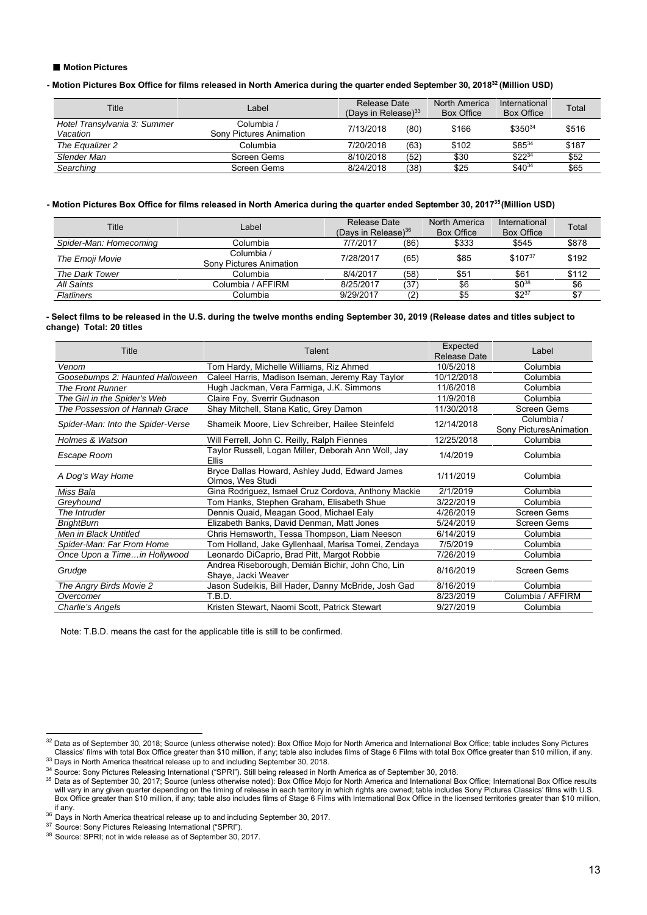## ■ Motion Pictures

**- Motion Pictures Box Office for films released in North America during the quarter ended September 30, 2018[32] (Million USD)**

| Title | Label | Release Date (Days in Release)[33] | | North America Box Office | International Box Office | Total |
|---|---|---|---|---|---|---|
| *Hotel Transylvania 3: Summer Vacation* | Columbia / Sony Pictures Animation | 7/13/2018 | (80) | $166 | $350[34] | $516 |
| *The Equalizer 2* | Columbia | 7/20/2018 | (63) | $102 | $85[34] | $187 |
| *Slender Man* | Screen Gems | 8/10/2018 | (52) | $30 | $22[34] | $52 |
| *Searching* | Screen Gems | 8/24/2018 | (38) | $25 | $40[34] | $65 |

**- Motion Pictures Box Office for films released in North America during the quarter ended September 30, 2017[35] (Million USD)**

| Title | Label | Release Date (Days in Release)[36] | | North America Box Office | International Box Office | Total |
|---|---|---|---|---|---|---|
| *Spider-Man: Homecoming* | Columbia | 7/7/2017 | (86) | $333 | $545 | $878 |
| *The Emoji Movie* | Columbia / Sony Pictures Animation | 7/28/2017 | (65) | $85 | $107[37] | $192 |
| *The Dark Tower* | Columbia | 8/4/2017 | (58) | $51 | $61 | $112 |
| *All Saints* | Columbia / AFFIRM | 8/25/2017 | (37) | $6 | $0[38] | $6 |
| *Flatliners* | Columbia | 9/29/2017 | (2) | $5 | $2[37] | $7 |

**- Select films to be released in the U.S. during the twelve months ending September 30, 2019 (Release dates and titles subject to change) Total: 20 titles**

| Title | Talent | Expected Release Date | Label |
|---|---|---|---|
| *Venom* | Tom Hardy, Michelle Williams, Riz Ahmed | 10/5/2018 | Columbia |
| *Goosebumps 2: Haunted Halloween* | Caleel Harris, Madison Iseman, Jeremy Ray Taylor | 10/12/2018 | Columbia |
| *The Front Runner* | Hugh Jackman, Vera Farmiga, J.K. Simmons | 11/6/2018 | Columbia |
| *The Girl in the Spider's Web* | Claire Foy, Sverrir Gudnason | 11/9/2018 | Columbia |
| *The Possession of Hannah Grace* | Shay Mitchell, Stana Katic, Grey Damon | 11/30/2018 | Screen Gems |
| *Spider-Man: Into the Spider-Verse* | Shameik Moore, Liev Schreiber, Hailee Steinfeld | 12/14/2018 | Columbia / Sony PicturesAnimation |
| *Holmes & Watson* | Will Ferrell, John C. Reilly, Ralph Fiennes | 12/25/2018 | Columbia |
| *Escape Room* | Taylor Russell, Logan Miller, Deborah Ann Woll, Jay Ellis | 1/4/2019 | Columbia |
| *A Dog's Way Home* | Bryce Dallas Howard, Ashley Judd, Edward James Olmos, Wes Studi | 1/11/2019 | Columbia |
| *Miss Bala* | Gina Rodriguez, Ismael Cruz Cordova, Anthony Mackie | 2/1/2019 | Columbia |
| *Greyhound* | Tom Hanks, Stephen Graham, Elisabeth Shue | 3/22/2019 | Columbia |
| *The Intruder* | Dennis Quaid, Meagan Good, Michael Ealy | 4/26/2019 | Screen Gems |
| *BrightBurn* | Elizabeth Banks, David Denman, Matt Jones | 5/24/2019 | Screen Gems |
| *Men in Black Untitled* | Chris Hemsworth, Tessa Thompson, Liam Neeson | 6/14/2019 | Columbia |
| *Spider-Man: Far From Home* | Tom Holland, Jake Gyllenhaal, Marisa Tomei, Zendaya | 7/5/2019 | Columbia |
| *Once Upon a Time…in Hollywood* | Leonardo DiCaprio, Brad Pitt, Margot Robbie | 7/26/2019 | Columbia |
| *Grudge* | Andrea Riseborough, Demián Bichir, John Cho, Lin Shaye, Jacki Weaver | 8/16/2019 | Screen Gems |
| *The Angry Birds Movie 2* | Jason Sudeikis, Bill Hader, Danny McBride, Josh Gad | 8/16/2019 | Columbia |
| *Overcomer* | T.B.D. | 8/23/2019 | Columbia / AFFIRM |
| *Charlie's Angels* | Kristen Stewart, Naomi Scott, Patrick Stewart | 9/27/2019 | Columbia |

Note: T.B.D. means the cast for the applicable title is still to be confirmed.

---

[32] Data as of September 30, 2018; Source (unless otherwise noted): Box Office Mojo for North America and International Box Office; table includes Sony Pictures Classics' films with total Box Office greater than $10 million, if any; table also includes films of Stage 6 Films with total Box Office greater than $10 million, if any.

[33] Days in North America theatrical release up to and including September 30, 2018.

[34] Source: Sony Pictures Releasing International ("SPRI"). Still being released in North America as of September 30, 2018.

[35] Data as of September 30, 2017; Source (unless otherwise noted): Box Office Mojo for North America and International Box Office; International Box Office results will vary in any given quarter depending on the timing of release in each territory in which rights are owned; table includes Sony Pictures Classics' films with U.S. Box Office greater than $10 million, if any; table also includes films of Stage 6 Films with International Box Office in the licensed territories greater than $10 million, if any.

[36] Days in North America theatrical release up to and including September 30, 2017.

[37] Source: Sony Pictures Releasing International ("SPRI").

[38] Source: SPRI; not in wide release as of September 30, 2017.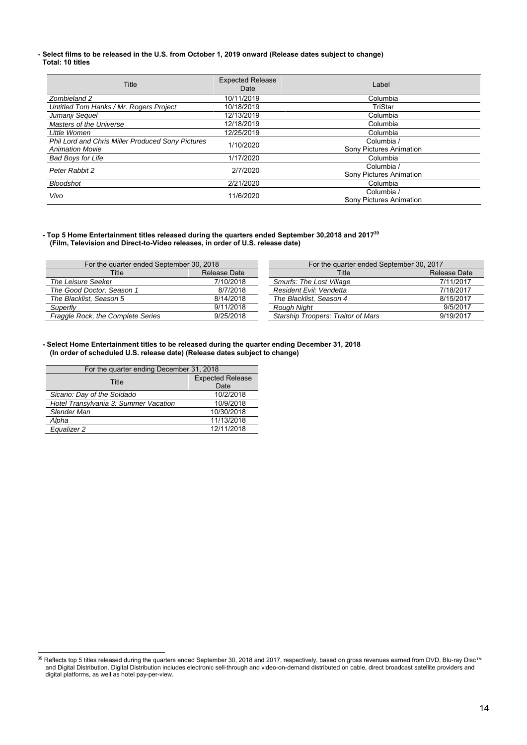**- Select films to be released in the U.S. from October 1, 2019 onward (Release dates subject to change)**
**Total: 10 titles**

| Title | Expected Release Date | Label |
|---|---|---|
| *Zombieland 2* | 10/11/2019 | Columbia |
| *Untitled Tom Hanks / Mr. Rogers Project* | 10/18/2019 | TriStar |
| *Jumanji Sequel* | 12/13/2019 | Columbia |
| *Masters of the Universe* | 12/18/2019 | Columbia |
| *Little Women* | 12/25/2019 | Columbia |
| *Phil Lord and Chris Miller Produced Sony Pictures Animation Movie* | 1/10/2020 | Columbia / Sony Pictures Animation |
| *Bad Boys for Life* | 1/17/2020 | Columbia |
| *Peter Rabbit 2* | 2/7/2020 | Columbia / Sony Pictures Animation |
| *Bloodshot* | 2/21/2020 | Columbia |
| *Vivo* | 11/6/2020 | Columbia / Sony Pictures Animation |

**- Top 5 Home Entertainment titles released during the quarters ended September 30,2018 and 2017[39]**
**(Film, Television and Direct-to-Video releases, in order of U.S. release date)**

| For the quarter ended September 30, 2018 | |
|---|---|
| Title | Release Date |
| *The Leisure Seeker* | 7/10/2018 |
| *The Good Doctor, Season 1* | 8/7/2018 |
| *The Blacklist, Season 5* | 8/14/2018 |
| *Superfly* | 9/11/2018 |
| *Fraggle Rock, the Complete Series* | 9/25/2018 |

| For the quarter ended September 30, 2017 | |
|---|---|
| Title | Release Date |
| *Smurfs: The Lost Village* | 7/11/2017 |
| *Resident Evil: Vendetta* | 7/18/2017 |
| *The Blacklist, Season 4* | 8/15/2017 |
| *Rough Night* | 9/5/2017 |
| *Starship Troopers: Traitor of Mars* | 9/19/2017 |

**- Select Home Entertainment titles to be released during the quarter ending December 31, 2018**
**(In order of scheduled U.S. release date) (Release dates subject to change)**

| For the quarter ending December 31, 2018 | |
|---|---|
| Title | Expected Release Date |
| *Sicario: Day of the Soldado* | 10/2/2018 |
| *Hotel Transylvania 3: Summer Vacation* | 10/9/2018 |
| *Slender Man* | 10/30/2018 |
| *Alpha* | 11/13/2018 |
| *Equalizer 2* | 12/11/2018 |

[39] Reflects top 5 titles released during the quarters ended September 30, 2018 and 2017, respectively, based on gross revenues earned from DVD, Blu-ray Disc™ and Digital Distribution. Digital Distribution includes electronic sell-through and video-on-demand distributed on cable, direct broadcast satellite providers and digital platforms, as well as hotel pay-per-view.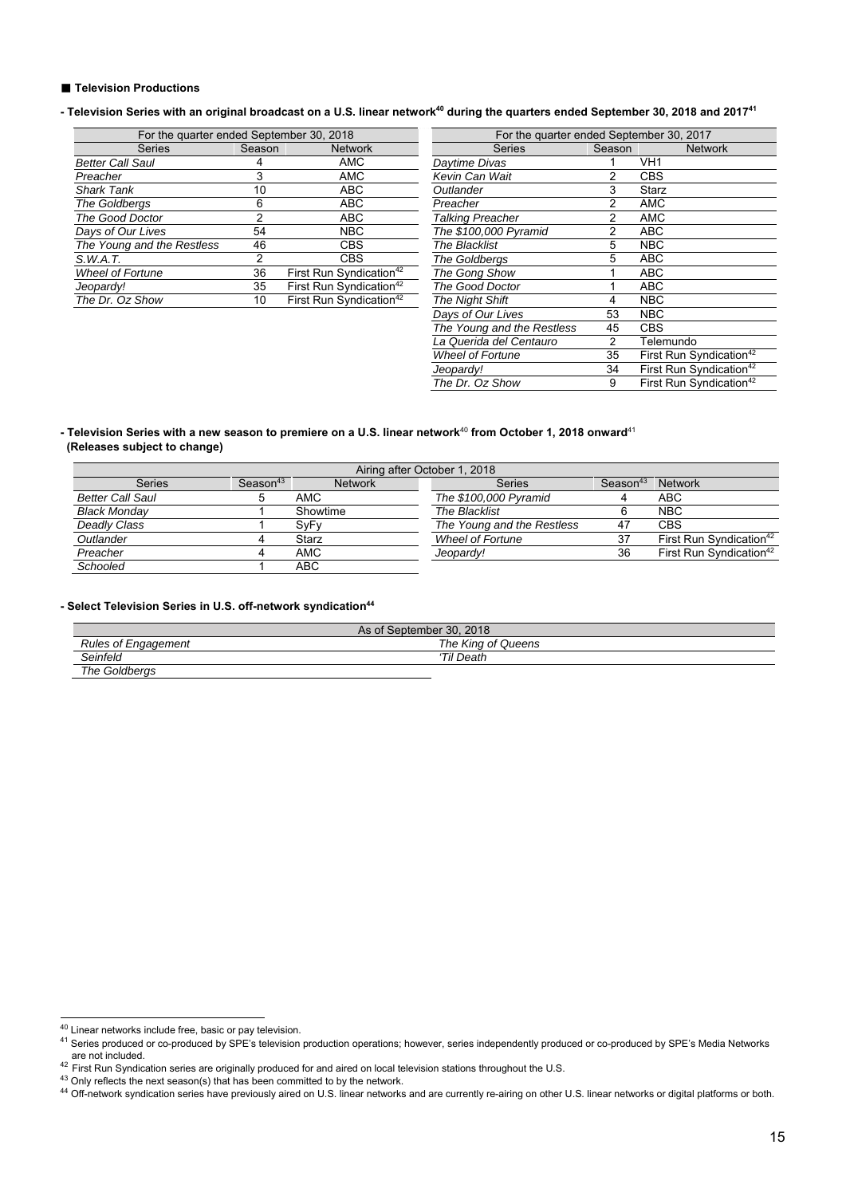■ **Television Productions**

**- Television Series with an original broadcast on a U.S. linear network[40] during the quarters ended September 30, 2018 and 2017[41]**

| For the quarter ended September 30, 2018 | | |
|---|---|---|
| Series | Season | Network |
| *Better Call Saul* | 4 | AMC |
| *Preacher* | 3 | AMC |
| *Shark Tank* | 10 | ABC |
| *The Goldbergs* | 6 | ABC |
| *The Good Doctor* | 2 | ABC |
| *Days of Our Lives* | 54 | NBC |
| *The Young and the Restless* | 46 | CBS |
| *S.W.A.T.* | 2 | CBS |
| *Wheel of Fortune* | 36 | First Run Syndication[42] |
| *Jeopardy!* | 35 | First Run Syndication[42] |
| *The Dr. Oz Show* | 10 | First Run Syndication[42] |

| For the quarter ended September 30, 2017 | | |
|---|---|---|
| Series | Season | Network |
| *Daytime Divas* | 1 | VH1 |
| *Kevin Can Wait* | 2 | CBS |
| *Outlander* | 3 | Starz |
| *Preacher* | 2 | AMC |
| *Talking Preacher* | 2 | AMC |
| *The $100,000 Pyramid* | 2 | ABC |
| *The Blacklist* | 5 | NBC |
| *The Goldbergs* | 5 | ABC |
| *The Gong Show* | 1 | ABC |
| *The Good Doctor* | 1 | ABC |
| *The Night Shift* | 4 | NBC |
| *Days of Our Lives* | 53 | NBC |
| *The Young and the Restless* | 45 | CBS |
| *La Querida del Centauro* | 2 | Telemundo |
| *Wheel of Fortune* | 35 | First Run Syndication[42] |
| *Jeopardy!* | 34 | First Run Syndication[42] |
| *The Dr. Oz Show* | 9 | First Run Syndication[42] |

**- Television Series with a new season to premiere on a U.S. linear network[40] from October 1, 2018 onward[41]**
**(Releases subject to change)**

| Airing after October 1, 2018 | | | | | |
|---|---|---|---|---|---|
| Series | Season[43] | Network | Series | Season[43] | Network |
| *Better Call Saul* | 5 | AMC | *The $100,000 Pyramid* | 4 | ABC |
| *Black Monday* | 1 | Showtime | *The Blacklist* | 6 | NBC |
| *Deadly Class* | 1 | SyFy | *The Young and the Restless* | 47 | CBS |
| *Outlander* | 4 | Starz | *Wheel of Fortune* | 37 | First Run Syndication[42] |
| *Preacher* | 4 | AMC | *Jeopardy!* | 36 | First Run Syndication[42] |
| *Schooled* | 1 | ABC | | | |

**- Select Television Series in U.S. off-network syndication[44]**

| As of September 30, 2018 | |
|---|---|
| *Rules of Engagement* | *The King of Queens* |
| *Seinfeld* | *'Til Death* |
| *The Goldbergs* | |

---

[40] Linear networks include free, basic or pay television.

[41] Series produced or co-produced by SPE's television production operations; however, series independently produced or co-produced by SPE's Media Networks are not included.

[42] First Run Syndication series are originally produced for and aired on local television stations throughout the U.S.

[43] Only reflects the next season(s) that has been committed to by the network.

[44] Off-network syndication series have previously aired on U.S. linear networks and are currently re-airing on other U.S. linear networks or digital platforms or both.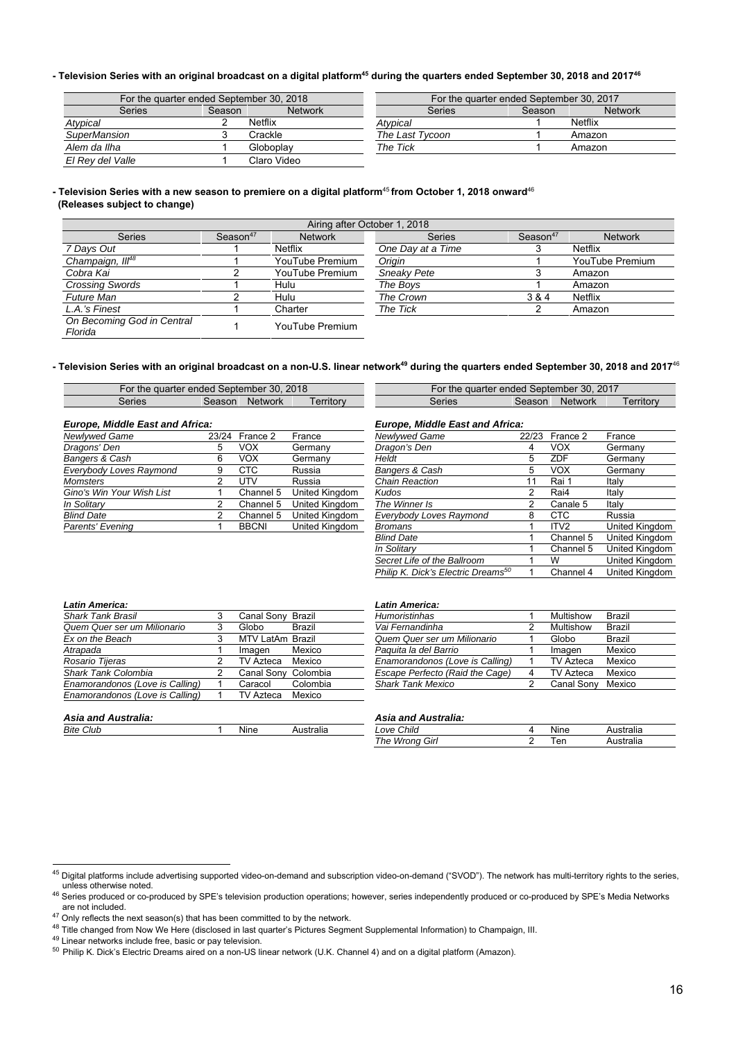**- Television Series with an original broadcast on a digital platform[45] during the quarters ended September 30, 2018 and 2017[46]**

| For the quarter ended September 30, 2018 | | |
|---|---|---|
| Series | Season | Network |
| *Atypical* | 2 | Netflix |
| *SuperMansion* | 3 | Crackle |
| *Alem da Ilha* | 1 | Globoplay |
| *El Rey del Valle* | 1 | Claro Video |

| For the quarter ended September 30, 2017 | | |
|---|---|---|
| Series | Season | Network |
| *Atypical* | 1 | Netflix |
| *The Last Tycoon* | 1 | Amazon |
| *The Tick* | 1 | Amazon |

**- Television Series with a new season to premiere on a digital platform[45] from October 1, 2018 onward[46]**
**(Releases subject to change)**

| Airing after October 1, 2018 | | | | | |
|---|---|---|---|---|---|
| Series | Season[47] | Network | Series | Season[47] | Network |
| *7 Days Out* | 1 | Netflix | *One Day at a Time* | 3 | Netflix |
| *Champaign, III*[48] | 1 | YouTube Premium | *Origin* | 1 | YouTube Premium |
| *Cobra Kai* | 2 | YouTube Premium | *Sneaky Pete* | 3 | Amazon |
| *Crossing Swords* | 1 | Hulu | *The Boys* | 1 | Amazon |
| *Future Man* | 2 | Hulu | *The Crown* | 3 & 4 | Netflix |
| *L.A.'s Finest* | 1 | Charter | *The Tick* | 2 | Amazon |
| *On Becoming God in Central Florida* | 1 | YouTube Premium | | | |

**- Television Series with an original broadcast on a non-U.S. linear network[49] during the quarters ended September 30, 2018 and 2017[46]**

| For the quarter ended September 30, 2018 | | | |
|---|---|---|---|
| Series | Season | Network | Territory |
| ***Europe, Middle East and Africa:*** | | | |
| *Newlywed Game* | 23/24 | France 2 | France |
| *Dragons' Den* | 5 | VOX | Germany |
| *Bangers & Cash* | 6 | VOX | Germany |
| *Everybody Loves Raymond* | 9 | CTC | Russia |
| *Momsters* | 2 | UTV | Russia |
| *Gino's Win Your Wish List* | 1 | Channel 5 | United Kingdom |
| *In Solitary* | 2 | Channel 5 | United Kingdom |
| *Blind Date* | 2 | Channel 5 | United Kingdom |
| *Parents' Evening* | 1 | BBCNI | United Kingdom |
| ***Latin America:*** | | | |
| *Shark Tank Brasil* | 3 | Canal Sony | Brazil |
| *Quem Quer ser um Milionario* | 3 | Globo | Brazil |
| *Ex on the Beach* | 3 | MTV LatAm | Brazil |
| *Atrapada* | 1 | Imagen | Mexico |
| *Rosario Tijeras* | 2 | TV Azteca | Mexico |
| *Shark Tank Colombia* | 2 | Canal Sony | Colombia |
| *Enamorandonos (Love is Calling)* | 1 | Caracol | Colombia |
| *Enamorandonos (Love is Calling)* | 1 | TV Azteca | Mexico |
| ***Asia and Australia:*** | | | |
| *Bite Club* | 1 | Nine | Australia |

| For the quarter ended September 30, 2017 | | | |
|---|---|---|---|
| Series | Season | Network | Territory |
| ***Europe, Middle East and Africa:*** | | | |
| *Newlywed Game* | 22/23 | France 2 | France |
| *Dragon's Den* | 4 | VOX | Germany |
| *Heldt* | 5 | ZDF | Germany |
| *Bangers & Cash* | 5 | VOX | Germany |
| *Chain Reaction* | 11 | Rai 1 | Italy |
| *Kudos* | 2 | Rai4 | Italy |
| *The Winner Is* | 2 | Canale 5 | Italy |
| *Everybody Loves Raymond* | 8 | CTC | Russia |
| *Bromans* | 1 | ITV2 | United Kingdom |
| *Blind Date* | 1 | Channel 5 | United Kingdom |
| *In Solitary* | 1 | Channel 5 | United Kingdom |
| *Secret Life of the Ballroom* | 1 | W | United Kingdom |
| *Philip K. Dick's Electric Dreams*[50] | 1 | Channel 4 | United Kingdom |
| ***Latin America:*** | | | |
| *Humoristinhas* | 1 | Multishow | Brazil |
| *Vai Fernandinha* | 2 | Multishow | Brazil |
| *Quem Quer ser um Milionario* | 1 | Globo | Brazil |
| *Paquita la del Barrio* | 1 | Imagen | Mexico |
| *Enamorandonos (Love is Calling)* | 1 | TV Azteca | Mexico |
| *Escape Perfecto (Raid the Cage)* | 4 | TV Azteca | Mexico |
| *Shark Tank Mexico* | 2 | Canal Sony | Mexico |
| ***Asia and Australia:*** | | | |
| *Love Child* | 4 | Nine | Australia |
| *The Wrong Girl* | 2 | Ten | Australia |

---

[45] Digital platforms include advertising supported video-on-demand and subscription video-on-demand ("SVOD"). The network has multi-territory rights to the series, unless otherwise noted.

[46] Series produced or co-produced by SPE's television production operations; however, series independently produced or co-produced by SPE's Media Networks are not included.

[47] Only reflects the next season(s) that has been committed to by the network.

[48] Title changed from Now We Here (disclosed in last quarter's Pictures Segment Supplemental Information) to Champaign, III.

[49] Linear networks include free, basic or pay television.

[50] Philip K. Dick's Electric Dreams aired on a non-US linear network (U.K. Channel 4) and on a digital platform (Amazon).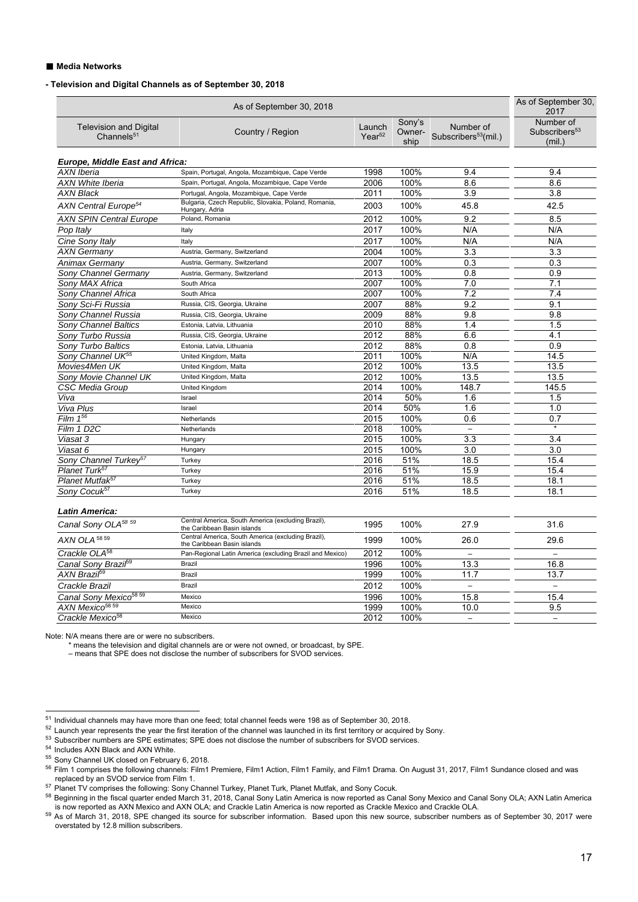■ **Media Networks**

**- Television and Digital Channels as of September 30, 2018**

| Television and Digital Channels[51] | Country / Region | Launch Year[52] | Sony's Ownership | Number of Subscribers[53] (mil.) As of September 30, 2018 | Number of Subscribers[53] (mil.) As of September 30, 2017 |
|---|---|---|---|---|---|
| ***Europe, Middle East and Africa:*** | | | | | |
| *AXN Iberia* | Spain, Portugal, Angola, Mozambique, Cape Verde | 1998 | 100% | 9.4 | 9.4 |
| *AXN White Iberia* | Spain, Portugal, Angola, Mozambique, Cape Verde | 2006 | 100% | 8.6 | 8.6 |
| *AXN Black* | Portugal, Angola, Mozambique, Cape Verde | 2011 | 100% | 3.9 | 3.8 |
| *AXN Central Europe[54]* | Bulgaria, Czech Republic, Slovakia, Poland, Romania, Hungary, Adria | 2003 | 100% | 45.8 | 42.5 |
| *AXN SPIN Central Europe* | Poland, Romania | 2012 | 100% | 9.2 | 8.5 |
| *Pop Italy* | Italy | 2017 | 100% | N/A | N/A |
| *Cine Sony Italy* | Italy | 2017 | 100% | N/A | N/A |
| *AXN Germany* | Austria, Germany, Switzerland | 2004 | 100% | 3.3 | 3.3 |
| *Animax Germany* | Austria, Germany, Switzerland | 2007 | 100% | 0.3 | 0.3 |
| *Sony Channel Germany* | Austria, Germany, Switzerland | 2013 | 100% | 0.8 | 0.9 |
| *Sony MAX Africa* | South Africa | 2007 | 100% | 7.0 | 7.1 |
| *Sony Channel Africa* | South Africa | 2007 | 100% | 7.2 | 7.4 |
| *Sony Sci-Fi Russia* | Russia, CIS, Georgia, Ukraine | 2007 | 88% | 9.2 | 9.1 |
| *Sony Channel Russia* | Russia, CIS, Georgia, Ukraine | 2009 | 88% | 9.8 | 9.8 |
| *Sony Channel Baltics* | Estonia, Latvia, Lithuania | 2010 | 88% | 1.4 | 1.5 |
| *Sony Turbo Russia* | Russia, CIS, Georgia, Ukraine | 2012 | 88% | 6.6 | 4.1 |
| *Sony Turbo Baltics* | Estonia, Latvia, Lithuania | 2012 | 88% | 0.8 | 0.9 |
| *Sony Channel UK[55]* | United Kingdom, Malta | 2011 | 100% | N/A | 14.5 |
| *Movies4Men UK* | United Kingdom, Malta | 2012 | 100% | 13.5 | 13.5 |
| *Sony Movie Channel UK* | United Kingdom, Malta | 2012 | 100% | 13.5 | 13.5 |
| *CSC Media Group* | United Kingdom | 2014 | 100% | 148.7 | 145.5 |
| *Viva* | Israel | 2014 | 50% | 1.6 | 1.5 |
| *Viva Plus* | Israel | 2014 | 50% | 1.6 | 1.0 |
| *Film 1[56]* | Netherlands | 2015 | 100% | 0.6 | 0.7 |
| *Film 1 D2C* | Netherlands | 2018 | 100% | – | * |
| *Viasat 3* | Hungary | 2015 | 100% | 3.3 | 3.4 |
| *Viasat 6* | Hungary | 2015 | 100% | 3.0 | 3.0 |
| *Sony Channel Turkey[57]* | Turkey | 2016 | 51% | 18.5 | 15.4 |
| *Planet Turk[57]* | Turkey | 2016 | 51% | 15.9 | 15.4 |
| *Planet Mutfak[57]* | Turkey | 2016 | 51% | 18.5 | 18.1 |
| *Sony Cocuk[57]* | Turkey | 2016 | 51% | 18.5 | 18.1 |
| ***Latin America:*** | | | | | |
| *Canal Sony OLA[58 59]* | Central America, South America (excluding Brazil), the Caribbean Basin islands | 1995 | 100% | 27.9 | 31.6 |
| *AXN OLA[58 59]* | Central America, South America (excluding Brazil), the Caribbean Basin islands | 1999 | 100% | 26.0 | 29.6 |
| *Crackle OLA[58]* | Pan-Regional Latin America (excluding Brazil and Mexico) | 2012 | 100% | – | – |
| *Canal Sony Brazil[59]* | Brazil | 1996 | 100% | 13.3 | 16.8 |
| *AXN Brazil[59]* | Brazil | 1999 | 100% | 11.7 | 13.7 |
| *Crackle Brazil* | Brazil | 2012 | 100% | – | – |
| *Canal Sony Mexico[58 59]* | Mexico | 1996 | 100% | 15.8 | 15.4 |
| *AXN Mexico[58 59]* | Mexico | 1999 | 100% | 10.0 | 9.5 |
| *Crackle Mexico[58]* | Mexico | 2012 | 100% | – | – |

Note: N/A means there are or were no subscribers.
\* means the television and digital channels are or were not owned, or broadcast, by SPE.
– means that SPE does not disclose the number of subscribers for SVOD services.

---

[51] Individual channels may have more than one feed; total channel feeds were 198 as of September 30, 2018.
[52] Launch year represents the year the first iteration of the channel was launched in its first territory or acquired by Sony.
[53] Subscriber numbers are SPE estimates; SPE does not disclose the number of subscribers for SVOD services.
[54] Includes AXN Black and AXN White.
[55] Sony Channel UK closed on February 6, 2018.
[56] Film 1 comprises the following channels: Film1 Premiere, Film1 Action, Film1 Family, and Film1 Drama. On August 31, 2017, Film1 Sundance closed and was replaced by an SVOD service from Film 1.
[57] Planet TV comprises the following: Sony Channel Turkey, Planet Turk, Planet Mutfak, and Sony Cocuk.
[58] Beginning in the fiscal quarter ended March 31, 2018, Canal Sony Latin America is now reported as Canal Sony Mexico and Canal Sony OLA; AXN Latin America is now reported as AXN Mexico and AXN OLA; and Crackle Latin America is now reported as Crackle Mexico and Crackle OLA.
[59] As of March 31, 2018, SPE changed its source for subscriber information. Based upon this new source, subscriber numbers as of September 30, 2017 were overstated by 12.8 million subscribers.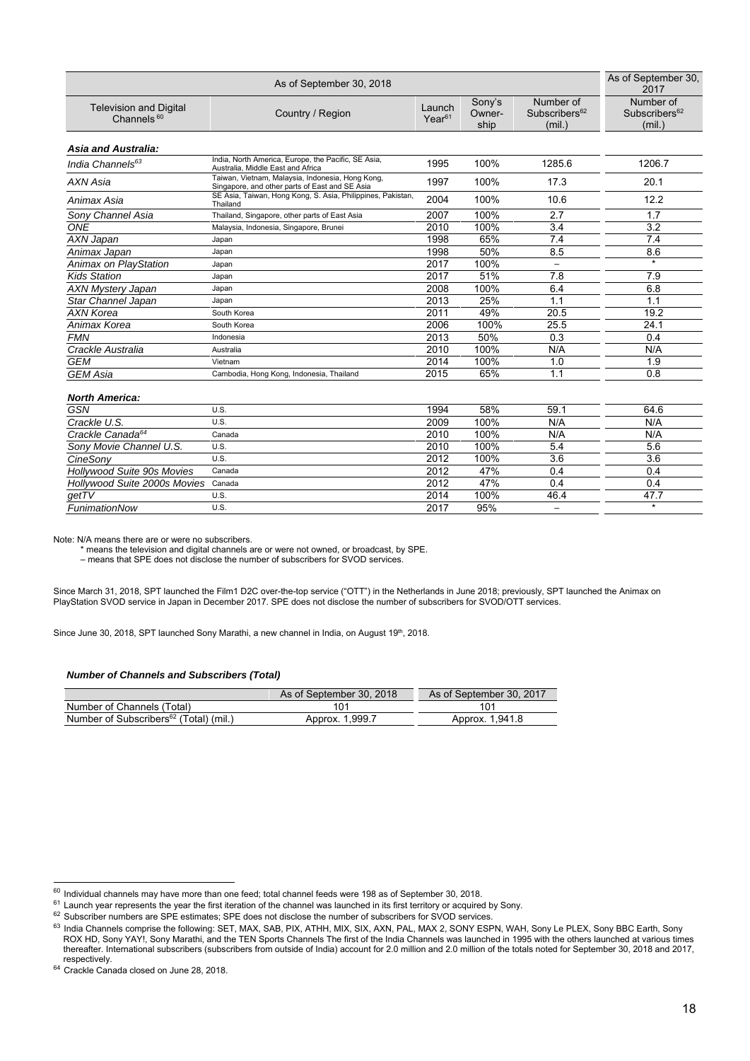| | As of September 30, 2018 | | | | As of September 30, 2017 |
|---|---|---|---|---|---|
| Television and Digital Channels [60] | Country / Region | Launch Year[61] | Sony's Owner-ship | Number of Subscribers[62] (mil.) | Number of Subscribers[62] (mil.) |
| ***Asia and Australia:*** | | | | | |
| *India Channels[63]* | India, North America, Europe, the Pacific, SE Asia, Australia, Middle East and Africa | 1995 | 100% | 1285.6 | 1206.7 |
| *AXN Asia* | Taiwan, Vietnam, Malaysia, Indonesia, Hong Kong, Singapore, and other parts of East and SE Asia | 1997 | 100% | 17.3 | 20.1 |
| *Animax Asia* | SE Asia, Taiwan, Hong Kong, S. Asia, Philippines, Pakistan, Thailand | 2004 | 100% | 10.6 | 12.2 |
| *Sony Channel Asia* | Thailand, Singapore, other parts of East Asia | 2007 | 100% | 2.7 | 1.7 |
| *ONE* | Malaysia, Indonesia, Singapore, Brunei | 2010 | 100% | 3.4 | 3.2 |
| *AXN Japan* | Japan | 1998 | 65% | 7.4 | 7.4 |
| *Animax Japan* | Japan | 1998 | 50% | 8.5 | 8.6 |
| *Animax on PlayStation* | Japan | 2017 | 100% | – | * |
| *Kids Station* | Japan | 2017 | 51% | 7.8 | 7.9 |
| *AXN Mystery Japan* | Japan | 2008 | 100% | 6.4 | 6.8 |
| *Star Channel Japan* | Japan | 2013 | 25% | 1.1 | 1.1 |
| *AXN Korea* | South Korea | 2011 | 49% | 20.5 | 19.2 |
| *Animax Korea* | South Korea | 2006 | 100% | 25.5 | 24.1 |
| *FMN* | Indonesia | 2013 | 50% | 0.3 | 0.4 |
| *Crackle Australia* | Australia | 2010 | 100% | N/A | N/A |
| *GEM* | Vietnam | 2014 | 100% | 1.0 | 1.9 |
| *GEM Asia* | Cambodia, Hong Kong, Indonesia, Thailand | 2015 | 65% | 1.1 | 0.8 |
| ***North America:*** | | | | | |
| *GSN* | U.S. | 1994 | 58% | 59.1 | 64.6 |
| *Crackle U.S.* | U.S. | 2009 | 100% | N/A | N/A |
| *Crackle Canada[64]* | Canada | 2010 | 100% | N/A | N/A |
| *Sony Movie Channel U.S.* | U.S. | 2010 | 100% | 5.4 | 5.6 |
| *CineSony* | U.S. | 2012 | 100% | 3.6 | 3.6 |
| *Hollywood Suite 90s Movies* | Canada | 2012 | 47% | 0.4 | 0.4 |
| *Hollywood Suite 2000s Movies* | Canada | 2012 | 47% | 0.4 | 0.4 |
| *getTV* | U.S. | 2014 | 100% | 46.4 | 47.7 |
| *FunimationNow* | U.S. | 2017 | 95% | – | * |

Note: N/A means there are or were no subscribers.
 * means the television and digital channels are or were not owned, or broadcast, by SPE.
 – means that SPE does not disclose the number of subscribers for SVOD services.

Since March 31, 2018, SPT launched the Film1 D2C over-the-top service ("OTT") in the Netherlands in June 2018; previously, SPT launched the Animax on PlayStation SVOD service in Japan in December 2017. SPE does not disclose the number of subscribers for SVOD/OTT services.

Since June 30, 2018, SPT launched Sony Marathi, a new channel in India, on August 19th, 2018.

***Number of Channels and Subscribers (Total)***

| | As of September 30, 2018 | As of September 30, 2017 |
|---|---|---|
| Number of Channels (Total) | 101 | 101 |
| Number of Subscribers[62] (Total) (mil.) | Approx. 1,999.7 | Approx. 1,941.8 |

[60] Individual channels may have more than one feed; total channel feeds were 198 as of September 30, 2018.

[61] Launch year represents the year the first iteration of the channel was launched in its first territory or acquired by Sony.

[62] Subscriber numbers are SPE estimates; SPE does not disclose the number of subscribers for SVOD services.

[63] India Channels comprise the following: SET, MAX, SAB, PIX, ATHH, MIX, SIX, AXN, PAL, MAX 2, SONY ESPN, WAH, Sony Le PLEX, Sony BBC Earth, Sony ROX HD, Sony YAY!, Sony Marathi, and the TEN Sports Channels The first of the India Channels was launched in 1995 with the others launched at various times thereafter. International subscribers (subscribers from outside of India) account for 2.0 million and 2.0 million of the totals noted for September 30, 2018 and 2017, respectively.

[64] Crackle Canada closed on June 28, 2018.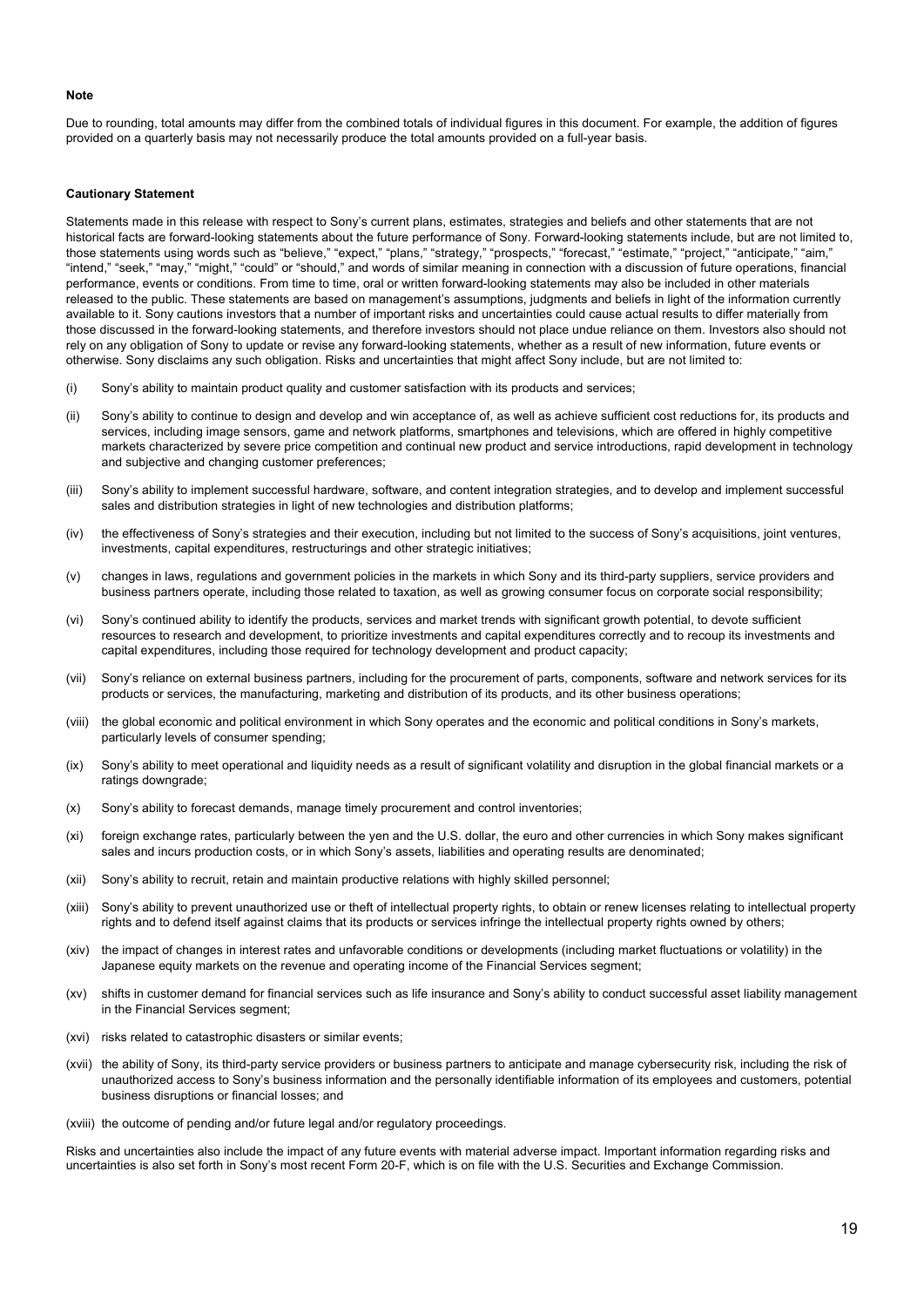**Note**

Due to rounding, total amounts may differ from the combined totals of individual figures in this document. For example, the addition of figures provided on a quarterly basis may not necessarily produce the total amounts provided on a full-year basis.

**Cautionary Statement**

Statements made in this release with respect to Sony's current plans, estimates, strategies and beliefs and other statements that are not historical facts are forward-looking statements about the future performance of Sony. Forward-looking statements include, but are not limited to, those statements using words such as "believe," "expect," "plans," "strategy," "prospects," "forecast," "estimate," "project," "anticipate," "aim," "intend," "seek," "may," "might," "could" or "should," and words of similar meaning in connection with a discussion of future operations, financial performance, events or conditions. From time to time, oral or written forward-looking statements may also be included in other materials released to the public. These statements are based on management's assumptions, judgments and beliefs in light of the information currently available to it. Sony cautions investors that a number of important risks and uncertainties could cause actual results to differ materially from those discussed in the forward-looking statements, and therefore investors should not place undue reliance on them. Investors also should not rely on any obligation of Sony to update or revise any forward-looking statements, whether as a result of new information, future events or otherwise. Sony disclaims any such obligation. Risks and uncertainties that might affect Sony include, but are not limited to:

(i) Sony's ability to maintain product quality and customer satisfaction with its products and services;

(ii) Sony's ability to continue to design and develop and win acceptance of, as well as achieve sufficient cost reductions for, its products and services, including image sensors, game and network platforms, smartphones and televisions, which are offered in highly competitive markets characterized by severe price competition and continual new product and service introductions, rapid development in technology and subjective and changing customer preferences;

(iii) Sony's ability to implement successful hardware, software, and content integration strategies, and to develop and implement successful sales and distribution strategies in light of new technologies and distribution platforms;

(iv) the effectiveness of Sony's strategies and their execution, including but not limited to the success of Sony's acquisitions, joint ventures, investments, capital expenditures, restructurings and other strategic initiatives;

(v) changes in laws, regulations and government policies in the markets in which Sony and its third-party suppliers, service providers and business partners operate, including those related to taxation, as well as growing consumer focus on corporate social responsibility;

(vi) Sony's continued ability to identify the products, services and market trends with significant growth potential, to devote sufficient resources to research and development, to prioritize investments and capital expenditures correctly and to recoup its investments and capital expenditures, including those required for technology development and product capacity;

(vii) Sony's reliance on external business partners, including for the procurement of parts, components, software and network services for its products or services, the manufacturing, marketing and distribution of its products, and its other business operations;

(viii) the global economic and political environment in which Sony operates and the economic and political conditions in Sony's markets, particularly levels of consumer spending;

(ix) Sony's ability to meet operational and liquidity needs as a result of significant volatility and disruption in the global financial markets or a ratings downgrade;

(x) Sony's ability to forecast demands, manage timely procurement and control inventories;

(xi) foreign exchange rates, particularly between the yen and the U.S. dollar, the euro and other currencies in which Sony makes significant sales and incurs production costs, or in which Sony's assets, liabilities and operating results are denominated;

(xii) Sony's ability to recruit, retain and maintain productive relations with highly skilled personnel;

(xiii) Sony's ability to prevent unauthorized use or theft of intellectual property rights, to obtain or renew licenses relating to intellectual property rights and to defend itself against claims that its products or services infringe the intellectual property rights owned by others;

(xiv) the impact of changes in interest rates and unfavorable conditions or developments (including market fluctuations or volatility) in the Japanese equity markets on the revenue and operating income of the Financial Services segment;

(xv) shifts in customer demand for financial services such as life insurance and Sony's ability to conduct successful asset liability management in the Financial Services segment;

(xvi) risks related to catastrophic disasters or similar events;

(xvii) the ability of Sony, its third-party service providers or business partners to anticipate and manage cybersecurity risk, including the risk of unauthorized access to Sony's business information and the personally identifiable information of its employees and customers, potential business disruptions or financial losses; and

(xviii) the outcome of pending and/or future legal and/or regulatory proceedings.

Risks and uncertainties also include the impact of any future events with material adverse impact. Important information regarding risks and uncertainties is also set forth in Sony's most recent Form 20-F, which is on file with the U.S. Securities and Exchange Commission.